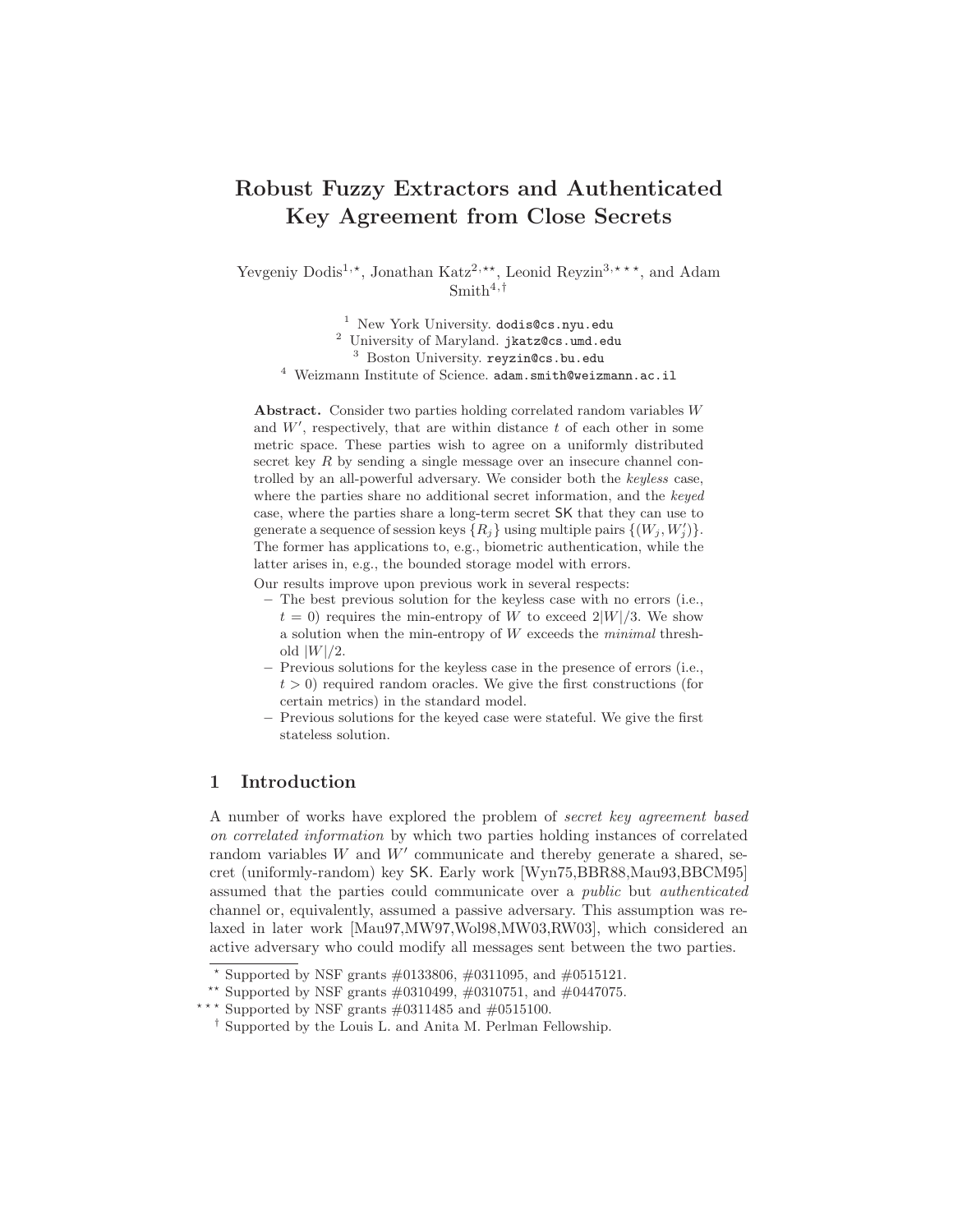# Robust Fuzzy Extractors and Authenticated Key Agreement from Close Secrets

Yevgeniy Dodis[1,⋆], Jonathan Katz[2,⋆⋆], Leonid Reyzin[3,⋆⋆⋆], and Adam Smith[4,†]

[1] New York University. dodis@cs.nyu.edu
[2] University of Maryland. jkatz@cs.umd.edu
[3] Boston University. reyzin@cs.bu.edu
[4] Weizmann Institute of Science. adam.smith@weizmann.ac.il

**Abstract.** Consider two parties holding correlated random variables $W$ and $W'$, respectively, that are within distance $t$ of each other in some metric space. These parties wish to agree on a uniformly distributed secret key $R$ by sending a single message over an insecure channel controlled by an all-powerful adversary. We consider both the *keyless* case, where the parties share no additional secret information, and the *keyed* case, where the parties share a long-term secret $\mathsf{SK}$ that they can use to generate a sequence of session keys $\{R_j\}$ using multiple pairs $\{(W_j, W'_j)\}$. The former has applications to, e.g., biometric authentication, while the latter arises in, e.g., the bounded storage model with errors.

Our results improve upon previous work in several respects:

- The best previous solution for the keyless case with no errors (i.e., $t = 0$) requires the min-entropy of $W$ to exceed $2|W|/3$. We show a solution when the min-entropy of $W$ exceeds the *minimal* threshold $|W|/2$.
- Previous solutions for the keyless case in the presence of errors (i.e., $t > 0$) required random oracles. We give the first constructions (for certain metrics) in the standard model.
- Previous solutions for the keyed case were stateful. We give the first stateless solution.

## 1 Introduction

A number of works have explored the problem of *secret key agreement based on correlated information* by which two parties holding instances of correlated random variables $W$ and $W'$ communicate and thereby generate a shared, secret (uniformly-random) key $\mathsf{SK}$. Early work [Wyn75,BBR88,Mau93,BBCM95] assumed that the parties could communicate over a *public* but *authenticated* channel or, equivalently, assumed a passive adversary. This assumption was relaxed in later work [Mau97,MW97,Wol98,MW03,RW03], which considered an active adversary who could modify all messages sent between the two parties.

⋆ Supported by NSF grants #0133806, #0311095, and #0515121.
⋆⋆ Supported by NSF grants #0310499, #0310751, and #0447075.
⋆⋆⋆ Supported by NSF grants #0311485 and #0515100.
† Supported by the Louis L. and Anita M. Perlman Fellowship.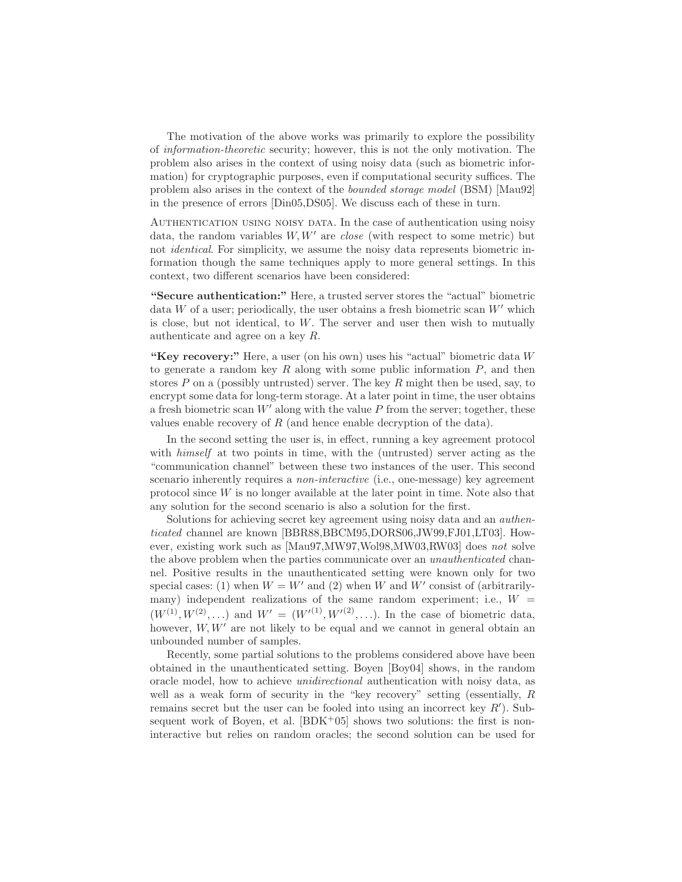The motivation of the above works was primarily to explore the possibility of *information-theoretic* security; however, this is not the only motivation. The problem also arises in the context of using noisy data (such as biometric information) for cryptographic purposes, even if computational security suffices. The problem also arises in the context of the *bounded storage model* (BSM) [Mau92] in the presence of errors [Din05,DS05]. We discuss each of these in turn.

Authentication using noisy data. In the case of authentication using noisy data, the random variables $W, W'$ are *close* (with respect to some metric) but not *identical*. For simplicity, we assume the noisy data represents biometric information though the same techniques apply to more general settings. In this context, two different scenarios have been considered:

**"Secure authentication:"** Here, a trusted server stores the "actual" biometric data $W$ of a user; periodically, the user obtains a fresh biometric scan $W'$ which is close, but not identical, to $W$. The server and user then wish to mutually authenticate and agree on a key $R$.

**"Key recovery:"** Here, a user (on his own) uses his "actual" biometric data $W$ to generate a random key $R$ along with some public information $P$, and then stores $P$ on a (possibly untrusted) server. The key $R$ might then be used, say, to encrypt some data for long-term storage. At a later point in time, the user obtains a fresh biometric scan $W'$ along with the value $P$ from the server; together, these values enable recovery of $R$ (and hence enable decryption of the data).

In the second setting the user is, in effect, running a key agreement protocol with *himself* at two points in time, with the (untrusted) server acting as the "communication channel" between these two instances of the user. This second scenario inherently requires a *non-interactive* (i.e., one-message) key agreement protocol since $W$ is no longer available at the later point in time. Note also that any solution for the second scenario is also a solution for the first.

Solutions for achieving secret key agreement using noisy data and an *authenticated* channel are known [BBR88,BBCM95,DORS06,JW99,FJ01,LT03]. However, existing work such as [Mau97,MW97,Wol98,MW03,RW03] does *not* solve the above problem when the parties communicate over an *unauthenticated* channel. Positive results in the unauthenticated setting were known only for two special cases: (1) when $W = W'$ and (2) when $W$ and $W'$ consist of (arbitrarily-many) independent realizations of the same random experiment; i.e., $W = (W^{(1)}, W^{(2)}, \ldots)$ and $W' = (W'^{(1)}, W'^{(2)}, \ldots)$. In the case of biometric data, however, $W, W'$ are not likely to be equal and we cannot in general obtain an unbounded number of samples.

Recently, some partial solutions to the problems considered above have been obtained in the unauthenticated setting. Boyen [Boy04] shows, in the random oracle model, how to achieve *unidirectional* authentication with noisy data, as well as a weak form of security in the "key recovery" setting (essentially, $R$ remains secret but the user can be fooled into using an incorrect key $R'$). Subsequent work of Boyen, et al. [BDK+05] shows two solutions: the first is non-interactive but relies on random oracles; the second solution can be used for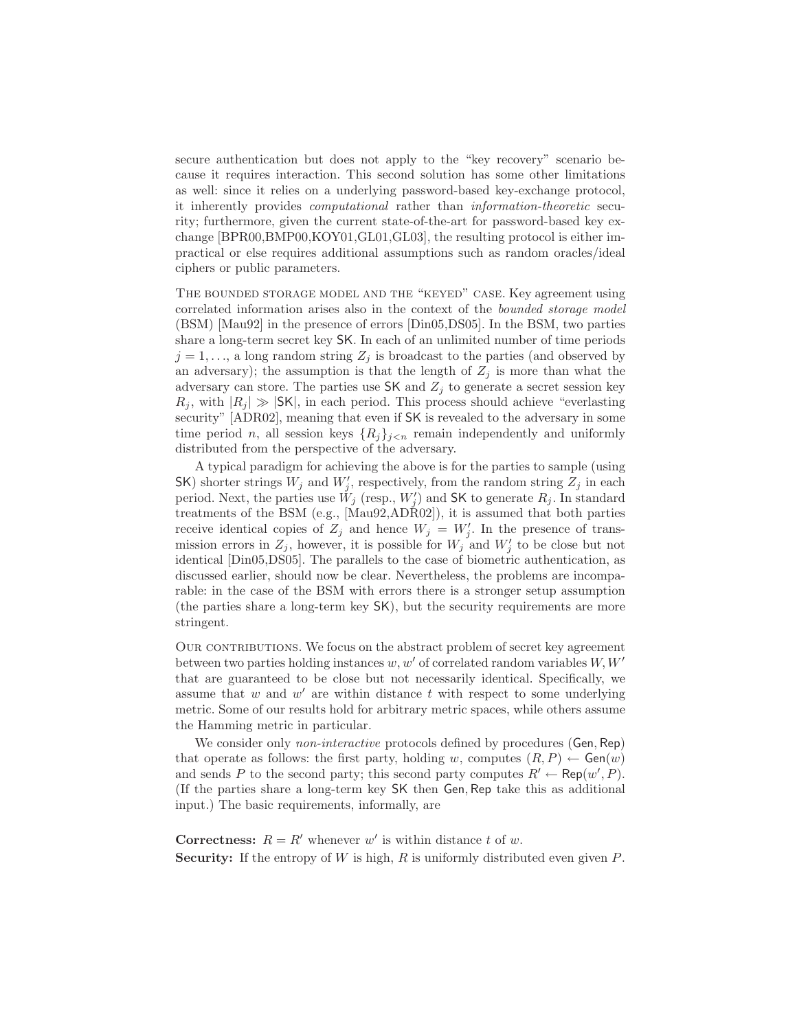secure authentication but does not apply to the "key recovery" scenario because it requires interaction. This second solution has some other limitations as well: since it relies on a underlying password-based key-exchange protocol, it inherently provides *computational* rather than *information-theoretic* security; furthermore, given the current state-of-the-art for password-based key exchange [BPR00,BMP00,KOY01,GL01,GL03], the resulting protocol is either impractical or else requires additional assumptions such as random oracles/ideal ciphers or public parameters.

THE BOUNDED STORAGE MODEL AND THE "KEYED" CASE. Key agreement using correlated information arises also in the context of the *bounded storage model* (BSM) [Mau92] in the presence of errors [Din05,DS05]. In the BSM, two parties share a long-term secret key $\mathsf{SK}$. In each of an unlimited number of time periods $j = 1, \ldots$, a long random string $Z_j$ is broadcast to the parties (and observed by an adversary); the assumption is that the length of $Z_j$ is more than what the adversary can store. The parties use $\mathsf{SK}$ and $Z_j$ to generate a secret session key $R_j$, with $|R_j| \gg |\mathsf{SK}|$, in each period. This process should achieve "everlasting security" [ADR02], meaning that even if $\mathsf{SK}$ is revealed to the adversary in some time period $n$, all session keys $\{R_j\}_{j<n}$ remain independently and uniformly distributed from the perspective of the adversary.

A typical paradigm for achieving the above is for the parties to sample (using $\mathsf{SK}$) shorter strings $W_j$ and $W'_j$, respectively, from the random string $Z_j$ in each period. Next, the parties use $W_j$ (resp., $W'_j$) and $\mathsf{SK}$ to generate $R_j$. In standard treatments of the BSM (e.g., [Mau92,ADR02]), it is assumed that both parties receive identical copies of $Z_j$ and hence $W_j = W'_j$. In the presence of transmission errors in $Z_j$, however, it is possible for $W_j$ and $W'_j$ to be close but not identical [Din05,DS05]. The parallels to the case of biometric authentication, as discussed earlier, should now be clear. Nevertheless, the problems are incomparable: in the case of the BSM with errors there is a stronger setup assumption (the parties share a long-term key $\mathsf{SK}$), but the security requirements are more stringent.

OUR CONTRIBUTIONS. We focus on the abstract problem of secret key agreement between two parties holding instances $w, w'$ of correlated random variables $W, W'$ that are guaranteed to be close but not necessarily identical. Specifically, we assume that $w$ and $w'$ are within distance $t$ with respect to some underlying metric. Some of our results hold for arbitrary metric spaces, while others assume the Hamming metric in particular.

We consider only *non-interactive* protocols defined by procedures $(\mathsf{Gen}, \mathsf{Rep})$ that operate as follows: the first party, holding $w$, computes $(R, P) \leftarrow \mathsf{Gen}(w)$ and sends $P$ to the second party; this second party computes $R' \leftarrow \mathsf{Rep}(w', P)$. (If the parties share a long-term key $\mathsf{SK}$ then $\mathsf{Gen}, \mathsf{Rep}$ take this as additional input.) The basic requirements, informally, are

**Correctness:** $R = R'$ whenever $w'$ is within distance $t$ of $w$.
**Security:** If the entropy of $W$ is high, $R$ is uniformly distributed even given $P$.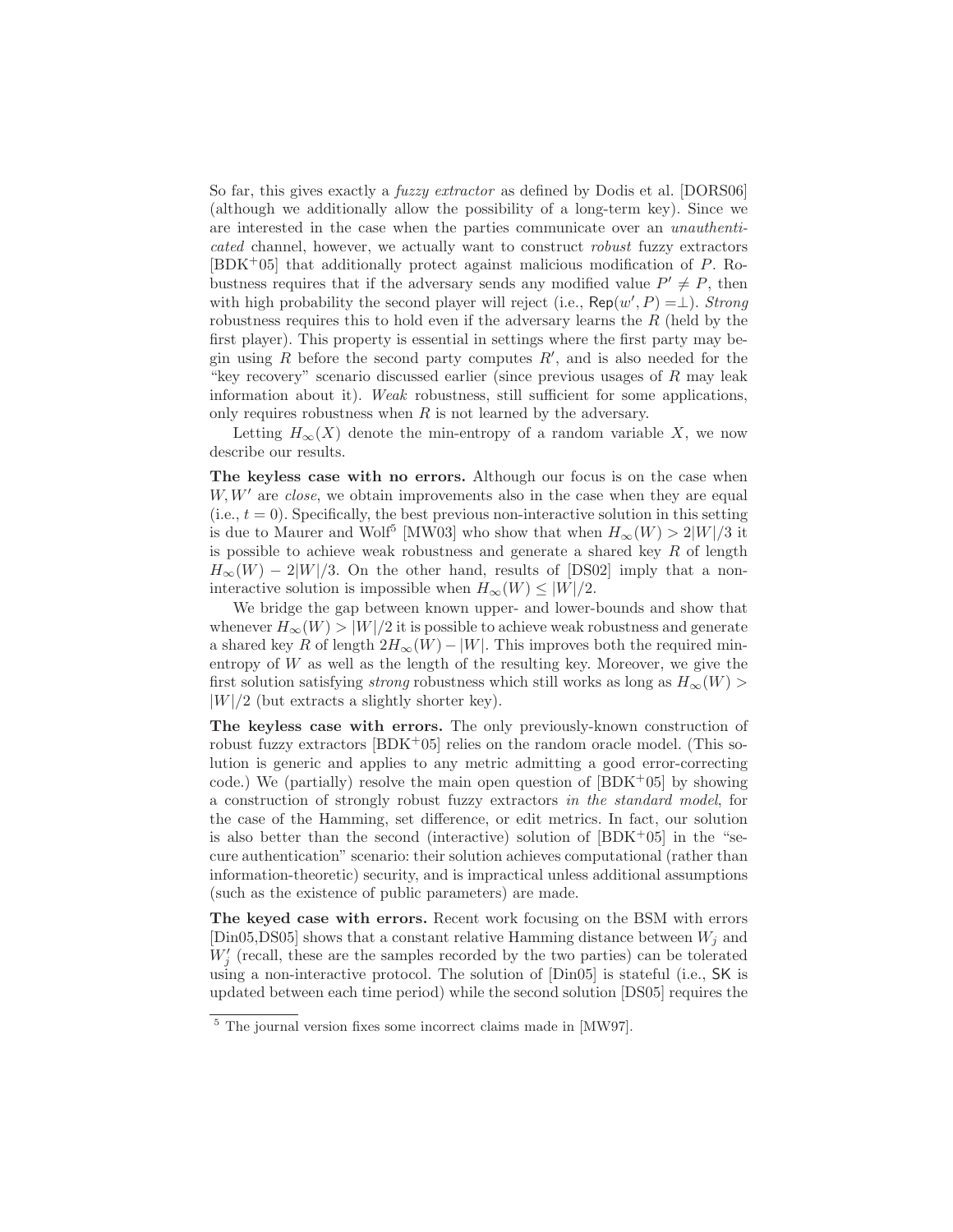So far, this gives exactly a *fuzzy extractor* as defined by Dodis et al. [DORS06] (although we additionally allow the possibility of a long-term key). Since we are interested in the case when the parties communicate over an *unauthenticated* channel, however, we actually want to construct *robust* fuzzy extractors [BDK+05] that additionally protect against malicious modification of $P$. Robustness requires that if the adversary sends any modified value $P' \neq P$, then with high probability the second player will reject (i.e., $\mathsf{Rep}(w', P) = \perp$). *Strong* robustness requires this to hold even if the adversary learns the $R$ (held by the first player). This property is essential in settings where the first party may begin using $R$ before the second party computes $R'$, and is also needed for the "key recovery" scenario discussed earlier (since previous usages of $R$ may leak information about it). *Weak* robustness, still sufficient for some applications, only requires robustness when $R$ is not learned by the adversary.

Letting $H_\infty(X)$ denote the min-entropy of a random variable $X$, we now describe our results.

**The keyless case with no errors.** Although our focus is on the case when $W, W'$ are *close*, we obtain improvements also in the case when they are equal (i.e., $t = 0$). Specifically, the best previous non-interactive solution in this setting is due to Maurer and Wolf[5] [MW03] who show that when $H_\infty(W) > 2|W|/3$ it is possible to achieve weak robustness and generate a shared key $R$ of length $H_\infty(W) - 2|W|/3$. On the other hand, results of [DS02] imply that a non-interactive solution is impossible when $H_\infty(W) \leq |W|/2$.

We bridge the gap between known upper- and lower-bounds and show that whenever $H_\infty(W) > |W|/2$ it is possible to achieve weak robustness and generate a shared key $R$ of length $2H_\infty(W) - |W|$. This improves both the required min-entropy of $W$ as well as the length of the resulting key. Moreover, we give the first solution satisfying *strong* robustness which still works as long as $H_\infty(W) > |W|/2$ (but extracts a slightly shorter key).

**The keyless case with errors.** The only previously-known construction of robust fuzzy extractors [BDK+05] relies on the random oracle model. (This solution is generic and applies to any metric admitting a good error-correcting code.) We (partially) resolve the main open question of [BDK+05] by showing a construction of strongly robust fuzzy extractors *in the standard model*, for the case of the Hamming, set difference, or edit metrics. In fact, our solution is also better than the second (interactive) solution of [BDK+05] in the "secure authentication" scenario: their solution achieves computational (rather than information-theoretic) security, and is impractical unless additional assumptions (such as the existence of public parameters) are made.

**The keyed case with errors.** Recent work focusing on the BSM with errors [Din05,DS05] shows that a constant relative Hamming distance between $W_j$ and $W'_j$ (recall, these are the samples recorded by the two parties) can be tolerated using a non-interactive protocol. The solution of [Din05] is stateful (i.e., $\mathsf{SK}$ is updated between each time period) while the second solution [DS05] requires the

[5] The journal version fixes some incorrect claims made in [MW97].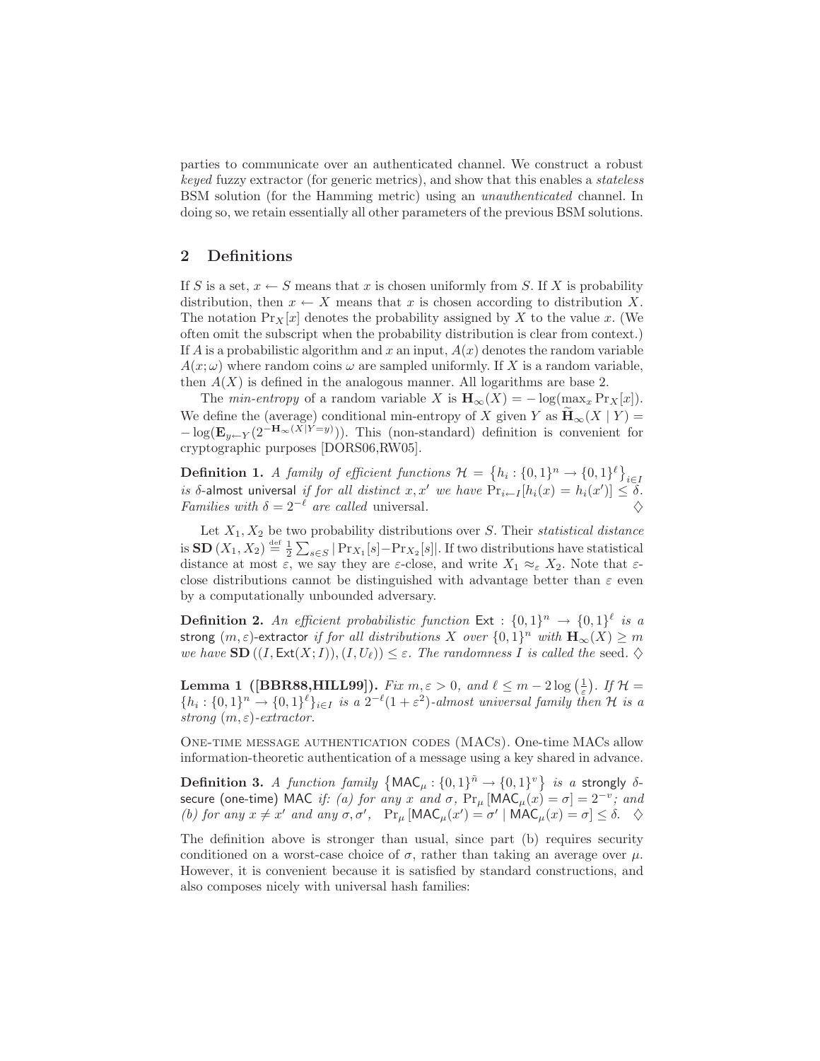parties to communicate over an authenticated channel. We construct a robust *keyed* fuzzy extractor (for generic metrics), and show that this enables a *stateless* BSM solution (for the Hamming metric) using an *unauthenticated* channel. In doing so, we retain essentially all other parameters of the previous BSM solutions.

## 2 Definitions

If $S$ is a set, $x \leftarrow S$ means that $x$ is chosen uniformly from $S$. If $X$ is probability distribution, then $x \leftarrow X$ means that $x$ is chosen according to distribution $X$. The notation $\Pr_X[x]$ denotes the probability assigned by $X$ to the value $x$. (We often omit the subscript when the probability distribution is clear from context.) If $A$ is a probabilistic algorithm and $x$ an input, $A(x)$ denotes the random variable $A(x;\omega)$ where random coins $\omega$ are sampled uniformly. If $X$ is a random variable, then $A(X)$ is defined in the analogous manner. All logarithms are base 2.

The *min-entropy* of a random variable $X$ is $\mathbf{H}_\infty(X) = -\log(\max_x \Pr_X[x])$. We define the (average) conditional min-entropy of $X$ given $Y$ as $\widetilde{\mathbf{H}}_\infty(X \mid Y) = -\log(\mathbf{E}_{y \leftarrow Y}(2^{-\mathbf{H}_\infty(X|Y=y)}))$. This (non-standard) definition is convenient for cryptographic purposes [DORS06,RW05].

**Definition 1.** *A family of efficient functions $\mathcal{H} = \left\{h_i : \{0,1\}^n \to \{0,1\}^\ell\right\}_{i \in I}$ is $\delta$-*almost universal *if for all distinct $x, x'$ we have $\Pr_{i \leftarrow I}[h_i(x) = h_i(x')] \leq \delta$. Families with $\delta = 2^{-\ell}$ are called* universal. $\diamondsuit$

Let $X_1, X_2$ be two probability distributions over $S$. Their *statistical distance* is $\mathbf{SD}(X_1, X_2) \stackrel{\text{def}}{=} \frac{1}{2}\sum_{s \in S} |\Pr_{X_1}[s] - \Pr_{X_2}[s]|$. If two distributions have statistical distance at most $\varepsilon$, we say they are $\varepsilon$-close, and write $X_1 \approx_\varepsilon X_2$. Note that $\varepsilon$-close distributions cannot be distinguished with advantage better than $\varepsilon$ even by a computationally unbounded adversary.

**Definition 2.** *An efficient probabilistic function $\mathsf{Ext} : \{0,1\}^n \to \{0,1\}^\ell$ is a* strong $(m,\varepsilon)$-extractor *if for all distributions $X$ over $\{0,1\}^n$ with $\mathbf{H}_\infty(X) \geq m$ we have $\mathbf{SD}((I, \mathsf{Ext}(X;I)), (I, U_\ell)) \leq \varepsilon$. The randomness $I$ is called the* seed. $\diamondsuit$

**Lemma 1 ([BBR88,HILL99]).** *Fix $m, \varepsilon > 0$, and $\ell \leq m - 2\log\left(\frac{1}{\varepsilon}\right)$. If $\mathcal{H} = \{h_i : \{0,1\}^n \to \{0,1\}^\ell\}_{i \in I}$ is a $2^{-\ell}(1+\varepsilon^2)$-almost universal family then $\mathcal{H}$ is a strong $(m,\varepsilon)$-extractor.*

One-time message authentication codes (MACs). One-time MACs allow information-theoretic authentication of a message using a key shared in advance.

**Definition 3.** *A function family $\left\{\mathsf{MAC}_\mu : \{0,1\}^{\tilde{n}} \to \{0,1\}^v\right\}$ is a* strongly $\delta$-secure (one-time) MAC *if: (a) for any $x$ and $\sigma$, $\Pr_\mu[\mathsf{MAC}_\mu(x) = \sigma] = 2^{-v}$; and (b) for any $x \neq x'$ and any $\sigma, \sigma'$, $\Pr_\mu[\mathsf{MAC}_\mu(x') = \sigma' \mid \mathsf{MAC}_\mu(x) = \sigma] \leq \delta$.* $\diamondsuit$

The definition above is stronger than usual, since part (b) requires security conditioned on a worst-case choice of $\sigma$, rather than taking an average over $\mu$. However, it is convenient because it is satisfied by standard constructions, and also composes nicely with universal hash families: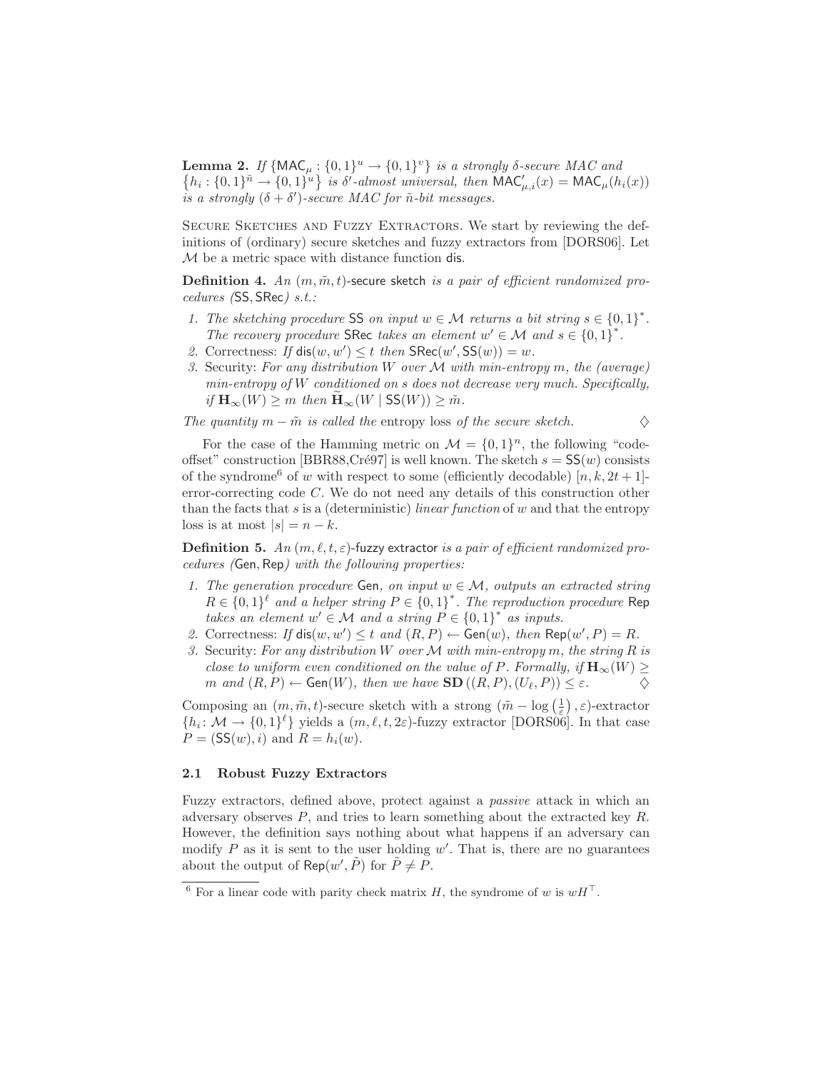**Lemma 2.** *If* $\{\mathsf{MAC}_\mu : \{0,1\}^u \to \{0,1\}^v\}$ *is a strongly* $\delta$*-secure MAC and* $\{h_i : \{0,1\}^{\tilde{n}} \to \{0,1\}^u\}$ *is* $\delta'$*-almost universal, then* $\mathsf{MAC}'_{\mu,i}(x) = \mathsf{MAC}_\mu(h_i(x))$ *is a strongly* $(\delta + \delta')$*-secure MAC for* $\tilde{n}$*-bit messages.*

Secure Sketches and Fuzzy Extractors. We start by reviewing the definitions of (ordinary) secure sketches and fuzzy extractors from [DORS06]. Let $\mathcal{M}$ be a metric space with distance function $\mathsf{dis}$.

**Definition 4.** *An* $(m, \tilde{m}, t)$-secure sketch *is a pair of efficient randomized procedures (*$\mathsf{SS}, \mathsf{SRec}$*) s.t.:*

1. *The sketching procedure* $\mathsf{SS}$ *on input* $w \in \mathcal{M}$ *returns a bit string* $s \in \{0,1\}^*$*. The recovery procedure* $\mathsf{SRec}$ *takes an element* $w' \in \mathcal{M}$ *and* $s \in \{0,1\}^*$*.*
2. Correctness: *If* $\mathsf{dis}(w, w') \leq t$ *then* $\mathsf{SRec}(w', \mathsf{SS}(w)) = w$*.*
3. Security: *For any distribution* $W$ *over* $\mathcal{M}$ *with min-entropy* $m$*, the (average) min-entropy of* $W$ *conditioned on* $s$ *does not decrease very much. Specifically, if* $\mathbf{H}_\infty(W) \geq m$ *then* $\widetilde{\mathbf{H}}_\infty(W \mid \mathsf{SS}(W)) \geq \tilde{m}$*.*

*The quantity* $m - \tilde{m}$ *is called the* entropy loss *of the secure sketch.* $\diamondsuit$

For the case of the Hamming metric on $\mathcal{M} = \{0,1\}^n$, the following "code-offset" construction [BBR88,Cré97] is well known. The sketch $s = \mathsf{SS}(w)$ consists of the syndrome[6] of $w$ with respect to some (efficiently decodable) $[n, k, 2t+1]$-error-correcting code $C$. We do not need any details of this construction other than the facts that $s$ is a (deterministic) *linear function* of $w$ and that the entropy loss is at most $|s| = n - k$.

**Definition 5.** *An* $(m, \ell, t, \varepsilon)$-fuzzy extractor *is a pair of efficient randomized procedures (*$\mathsf{Gen}, \mathsf{Rep}$*) with the following properties:*

1. *The generation procedure* $\mathsf{Gen}$*, on input* $w \in \mathcal{M}$*, outputs an extracted string* $R \in \{0,1\}^\ell$ *and a helper string* $P \in \{0,1\}^*$*. The reproduction procedure* $\mathsf{Rep}$ *takes an element* $w' \in \mathcal{M}$ *and a string* $P \in \{0,1\}^*$ *as inputs.*
2. Correctness: *If* $\mathsf{dis}(w, w') \leq t$ *and* $(R, P) \leftarrow \mathsf{Gen}(w)$*, then* $\mathsf{Rep}(w', P) = R$*.*
3. Security: *For any distribution* $W$ *over* $\mathcal{M}$ *with min-entropy* $m$*, the string* $R$ *is close to uniform even conditioned on the value of* $P$*. Formally, if* $\mathbf{H}_\infty(W) \geq m$ *and* $(R, P) \leftarrow \mathsf{Gen}(W)$*, then we have* $\mathbf{SD}((R, P), (U_\ell, P)) \leq \varepsilon$*.* $\diamondsuit$

Composing an $(m, \tilde{m}, t)$-secure sketch with a strong $(\tilde{m} - \log\left(\frac{1}{\varepsilon}\right), \varepsilon)$-extractor $\{h_i \colon \mathcal{M} \to \{0,1\}^\ell\}$ yields a $(m, \ell, t, 2\varepsilon)$-fuzzy extractor [DORS06]. In that case $P = (\mathsf{SS}(w), i)$ and $R = h_i(w)$.

### 2.1 Robust Fuzzy Extractors

Fuzzy extractors, defined above, protect against a *passive* attack in which an adversary observes $P$, and tries to learn something about the extracted key $R$. However, the definition says nothing about what happens if an adversary can modify $P$ as it is sent to the user holding $w'$. That is, there are no guarantees about the output of $\mathsf{Rep}(w', \tilde{P})$ for $\tilde{P} \neq P$.

[6] For a linear code with parity check matrix $H$, the syndrome of $w$ is $wH^\top$.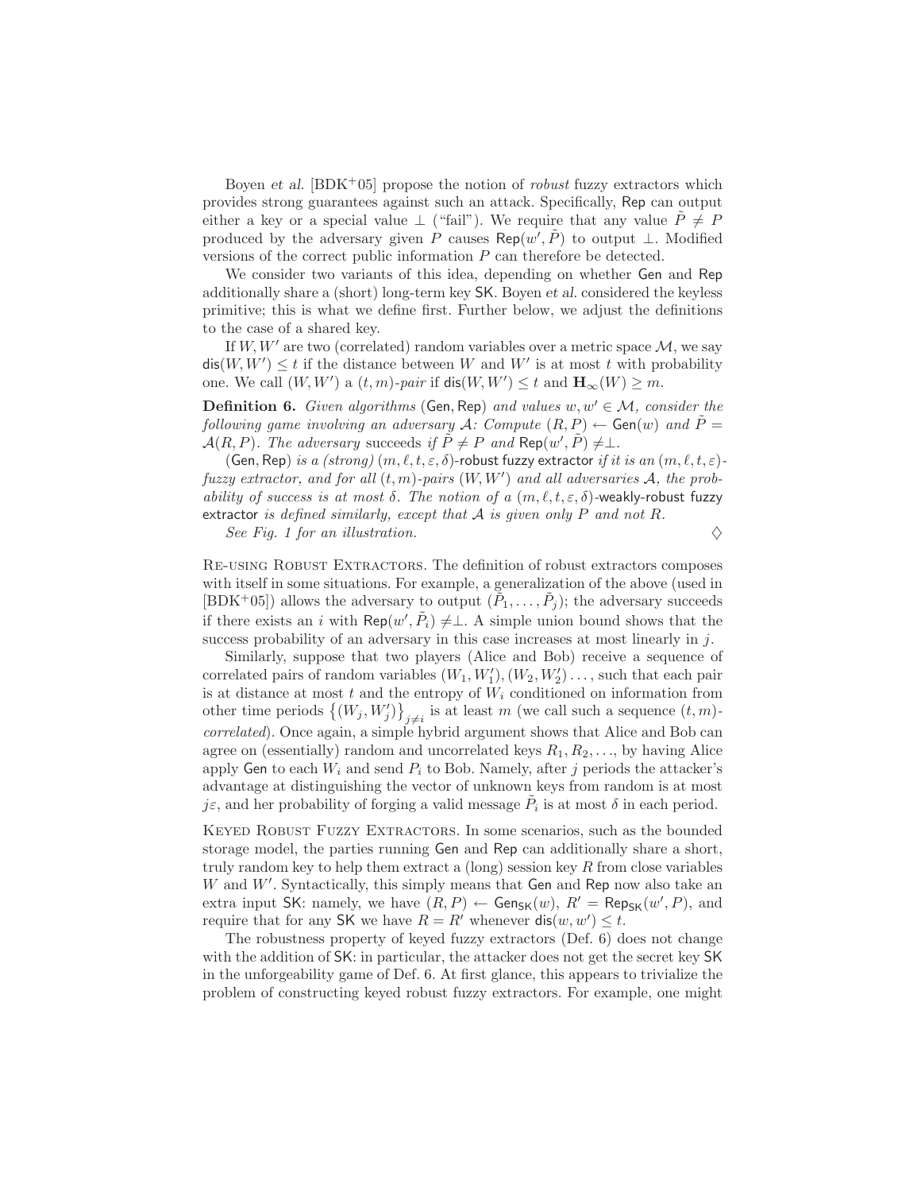Boyen *et al.* [BDK+05] propose the notion of *robust* fuzzy extractors which provides strong guarantees against such an attack. Specifically, $\mathsf{Rep}$ can output either a key or a special value $\perp$ ("fail"). We require that any value $\tilde{P} \neq P$ produced by the adversary given $P$ causes $\mathsf{Rep}(w', \tilde{P})$ to output $\perp$. Modified versions of the correct public information $P$ can therefore be detected.

We consider two variants of this idea, depending on whether $\mathsf{Gen}$ and $\mathsf{Rep}$ additionally share a (short) long-term key $\mathsf{SK}$. Boyen *et al.* considered the keyless primitive; this is what we define first. Further below, we adjust the definitions to the case of a shared key.

If $W, W'$ are two (correlated) random variables over a metric space $\mathcal{M}$, we say $\mathsf{dis}(W, W') \leq t$ if the distance between $W$ and $W'$ is at most $t$ with probability one. We call $(W, W')$ a $(t, m)$-*pair* if $\mathsf{dis}(W, W') \leq t$ and $\mathbf{H}_\infty(W) \geq m$.

**Definition 6.** *Given algorithms* $(\mathsf{Gen}, \mathsf{Rep})$ *and values* $w, w' \in \mathcal{M}$*, consider the following game involving an adversary* $\mathcal{A}$*: Compute* $(R, P) \leftarrow \mathsf{Gen}(w)$ *and* $\tilde{P} = \mathcal{A}(R, P)$*. The adversary* succeeds *if* $\tilde{P} \neq P$ *and* $\mathsf{Rep}(w', \tilde{P}) \neq \perp$*.*

$(\mathsf{Gen}, \mathsf{Rep})$ *is a (strong)* $(m, \ell, t, \varepsilon, \delta)$-robust fuzzy extractor *if it is an* $(m, \ell, t, \varepsilon)$*-fuzzy extractor, and for all* $(t, m)$*-pairs* $(W, W')$ *and all adversaries* $\mathcal{A}$*, the probability of success is at most* $\delta$*. The notion of a* $(m, \ell, t, \varepsilon, \delta)$-weakly-robust fuzzy extractor *is defined similarly, except that* $\mathcal{A}$ *is given only* $P$ *and not* $R$*.*

*See Fig. 1 for an illustration.* $\diamondsuit$

Re-using Robust Extractors. The definition of robust extractors composes with itself in some situations. For example, a generalization of the above (used in [BDK+05]) allows the adversary to output $(\tilde{P}_1, \ldots, \tilde{P}_j)$; the adversary succeeds if there exists an $i$ with $\mathsf{Rep}(w', \tilde{P}_i) \neq \perp$. A simple union bound shows that the success probability of an adversary in this case increases at most linearly in $j$.

Similarly, suppose that two players (Alice and Bob) receive a sequence of correlated pairs of random variables $(W_1, W_1'), (W_2, W_2') \ldots$, such that each pair is at distance at most $t$ and the entropy of $W_i$ conditioned on information from other time periods $\left\{(W_j, W_j')\right\}_{j \neq i}$ is at least $m$ (we call such a sequence $(t, m)$-*correlated*). Once again, a simple hybrid argument shows that Alice and Bob can agree on (essentially) random and uncorrelated keys $R_1, R_2, \ldots$, by having Alice apply $\mathsf{Gen}$ to each $W_i$ and send $P_i$ to Bob. Namely, after $j$ periods the attacker's advantage at distinguishing the vector of unknown keys from random is at most $j\varepsilon$, and her probability of forging a valid message $\tilde{P}_i$ is at most $\delta$ in each period.

Keyed Robust Fuzzy Extractors. In some scenarios, such as the bounded storage model, the parties running $\mathsf{Gen}$ and $\mathsf{Rep}$ can additionally share a short, truly random key to help them extract a (long) session key $R$ from close variables $W$ and $W'$. Syntactically, this simply means that $\mathsf{Gen}$ and $\mathsf{Rep}$ now also take an extra input $\mathsf{SK}$: namely, we have $(R, P) \leftarrow \mathsf{Gen}_{\mathsf{SK}}(w)$, $R' = \mathsf{Rep}_{\mathsf{SK}}(w', P)$, and require that for any $\mathsf{SK}$ we have $R = R'$ whenever $\mathsf{dis}(w, w') \leq t$.

The robustness property of keyed fuzzy extractors (Def. 6) does not change with the addition of $\mathsf{SK}$: in particular, the attacker does not get the secret key $\mathsf{SK}$ in the unforgeability game of Def. 6. At first glance, this appears to trivialize the problem of constructing keyed robust fuzzy extractors. For example, one might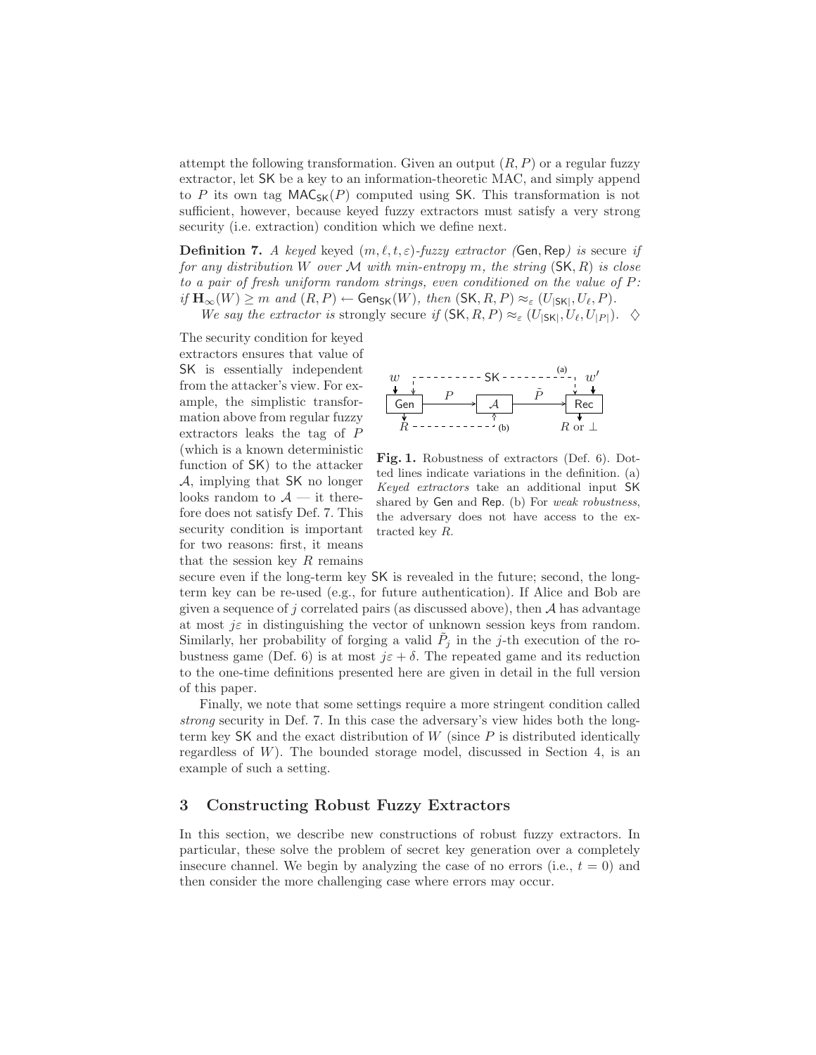attempt the following transformation. Given an output $(R, P)$ or a regular fuzzy extractor, let $\mathsf{SK}$ be a key to an information-theoretic MAC, and simply append to $P$ its own tag $\mathsf{MAC}_{\mathsf{SK}}(P)$ computed using $\mathsf{SK}$. This transformation is not sufficient, however, because keyed fuzzy extractors must satisfy a very strong security (i.e. extraction) condition which we define next.

**Definition 7.** *A keyed* keyed $(m, \ell, t, \varepsilon)$*-fuzzy extractor* $(\mathsf{Gen}, \mathsf{Rep})$ *is* secure *if for any distribution* $W$ *over* $\mathcal{M}$ *with min-entropy* $m$*, the string* $(\mathsf{SK}, R)$ *is close to a pair of fresh uniform random strings, even conditioned on the value of* $P$*: if* $\mathbf{H}_\infty(W) \geq m$ *and* $(R, P) \leftarrow \mathsf{Gen}_{\mathsf{SK}}(W)$*, then* $(\mathsf{SK}, R, P) \approx_\varepsilon (U_{|\mathsf{SK}|}, U_\ell, P)$.

*We say the extractor is* strongly secure *if* $(\mathsf{SK}, R, P) \approx_\varepsilon (U_{|\mathsf{SK}|}, U_\ell, U_{|P|})$. $\diamondsuit$

The security condition for keyed extractors ensures that value of $\mathsf{SK}$ is essentially independent from the attacker's view. For example, the simplistic transformation above from regular fuzzy extractors leaks the tag of $P$ (which is a known deterministic function of $\mathsf{SK}$) to the attacker $\mathcal{A}$, implying that $\mathsf{SK}$ no longer looks random to $\mathcal{A}$ — it therefore does not satisfy Def. 7. This security condition is important for two reasons: first, it means that the session key $R$ remains secure even if the long-term key $\mathsf{SK}$ is revealed in the future; second, the long-term key can be re-used (e.g., for future authentication). If Alice and Bob are given a sequence of $j$ correlated pairs (as discussed above), then $\mathcal{A}$ has advantage at most $j\varepsilon$ in distinguishing the vector of unknown session keys from random. Similarly, her probability of forging a valid $\tilde{P}_j$ in the $j$-th execution of the robustness game (Def. 6) is at most $j\varepsilon + \delta$. The repeated game and its reduction to the one-time definitions presented here are given in detail in the full version of this paper.

**Fig. 1.** Robustness of extractors (Def. 6). Dotted lines indicate variations in the definition. (a) *Keyed extractors* take an additional input $\mathsf{SK}$ shared by $\mathsf{Gen}$ and $\mathsf{Rep}$. (b) For *weak robustness*, the adversary does not have access to the extracted key $R$.

Finally, we note that some settings require a more stringent condition called *strong* security in Def. 7. In this case the adversary's view hides both the long-term key $\mathsf{SK}$ and the exact distribution of $W$ (since $P$ is distributed identically regardless of $W$). The bounded storage model, discussed in Section 4, is an example of such a setting.

## 3 Constructing Robust Fuzzy Extractors

In this section, we describe new constructions of robust fuzzy extractors. In particular, these solve the problem of secret key generation over a completely insecure channel. We begin by analyzing the case of no errors (i.e., $t = 0$) and then consider the more challenging case where errors may occur.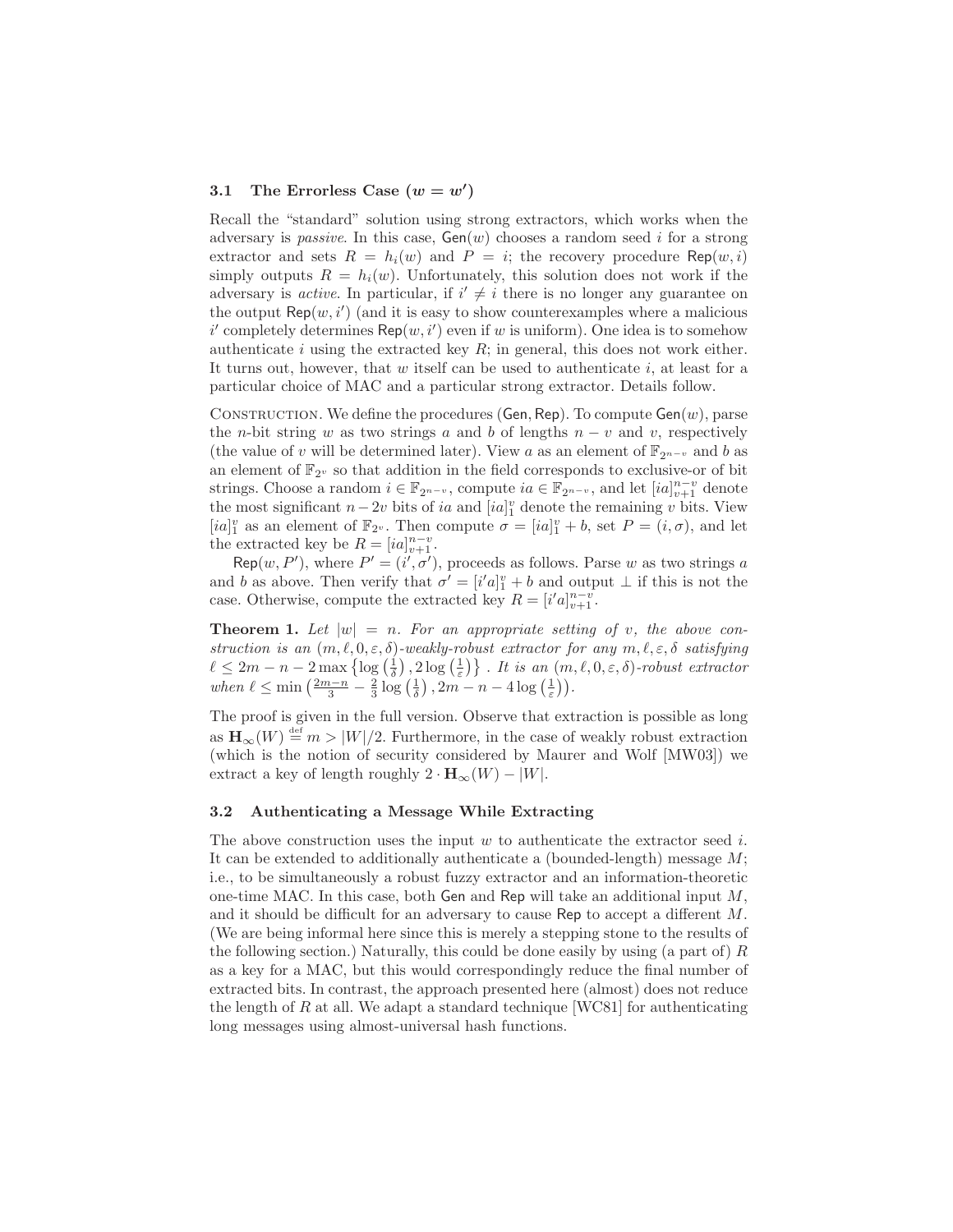### 3.1 The Errorless Case ($w = w'$)

Recall the "standard" solution using strong extractors, which works when the adversary is *passive*. In this case, $\mathsf{Gen}(w)$ chooses a random seed $i$ for a strong extractor and sets $R = h_i(w)$ and $P = i$; the recovery procedure $\mathsf{Rep}(w, i)$ simply outputs $R = h_i(w)$. Unfortunately, this solution does not work if the adversary is *active*. In particular, if $i' \neq i$ there is no longer any guarantee on the output $\mathsf{Rep}(w, i')$ (and it is easy to show counterexamples where a malicious $i'$ completely determines $\mathsf{Rep}(w, i')$ even if $w$ is uniform). One idea is to somehow authenticate $i$ using the extracted key $R$; in general, this does not work either. It turns out, however, that $w$ itself can be used to authenticate $i$, at least for a particular choice of MAC and a particular strong extractor. Details follow.

CONSTRUCTION. We define the procedures $(\mathsf{Gen}, \mathsf{Rep})$. To compute $\mathsf{Gen}(w)$, parse the $n$-bit string $w$ as two strings $a$ and $b$ of lengths $n - v$ and $v$, respectively (the value of $v$ will be determined later). View $a$ as an element of $\mathbb{F}_{2^{n-v}}$ and $b$ as an element of $\mathbb{F}_{2^v}$ so that addition in the field corresponds to exclusive-or of bit strings. Choose a random $i \in \mathbb{F}_{2^{n-v}}$, compute $ia \in \mathbb{F}_{2^{n-v}}$, and let $[ia]_{v+1}^{n-v}$ denote the most significant $n-2v$ bits of $ia$ and $[ia]_1^v$ denote the remaining $v$ bits. View $[ia]_1^v$ as an element of $\mathbb{F}_{2^v}$. Then compute $\sigma = [ia]_1^v + b$, set $P = (i, \sigma)$, and let the extracted key be $R = [ia]_{v+1}^{n-v}$.

$\mathsf{Rep}(w, P')$, where $P' = (i', \sigma')$, proceeds as follows. Parse $w$ as two strings $a$ and $b$ as above. Then verify that $\sigma' = [i'a]_1^v + b$ and output $\perp$ if this is not the case. Otherwise, compute the extracted key $R = [i'a]_{v+1}^{n-v}$.

**Theorem 1.** *Let $|w| = n$. For an appropriate setting of $v$, the above construction is an $(m, \ell, 0, \varepsilon, \delta)$-weakly-robust extractor for any $m, \ell, \varepsilon, \delta$ satisfying $\ell \leq 2m - n - 2\max\left\{\log\left(\frac{1}{\delta}\right), 2\log\left(\frac{1}{\varepsilon}\right)\right\}$ . It is an $(m, \ell, 0, \varepsilon, \delta)$-robust extractor when $\ell \leq \min\left(\frac{2m-n}{3} - \frac{2}{3}\log\left(\frac{1}{\delta}\right), 2m - n - 4\log\left(\frac{1}{\varepsilon}\right)\right)$.*

The proof is given in the full version. Observe that extraction is possible as long as $\mathbf{H}_\infty(W) \stackrel{\text{def}}{=} m > |W|/2$. Furthermore, in the case of weakly robust extraction (which is the notion of security considered by Maurer and Wolf [MW03]) we extract a key of length roughly $2 \cdot \mathbf{H}_\infty(W) - |W|$.

### 3.2 Authenticating a Message While Extracting

The above construction uses the input $w$ to authenticate the extractor seed $i$. It can be extended to additionally authenticate a (bounded-length) message $M$; i.e., to be simultaneously a robust fuzzy extractor and an information-theoretic one-time MAC. In this case, both $\mathsf{Gen}$ and $\mathsf{Rep}$ will take an additional input $M$, and it should be difficult for an adversary to cause $\mathsf{Rep}$ to accept a different $M$. (We are being informal here since this is merely a stepping stone to the results of the following section.) Naturally, this could be done easily by using (a part of) $R$ as a key for a MAC, but this would correspondingly reduce the final number of extracted bits. In contrast, the approach presented here (almost) does not reduce the length of $R$ at all. We adapt a standard technique [WC81] for authenticating long messages using almost-universal hash functions.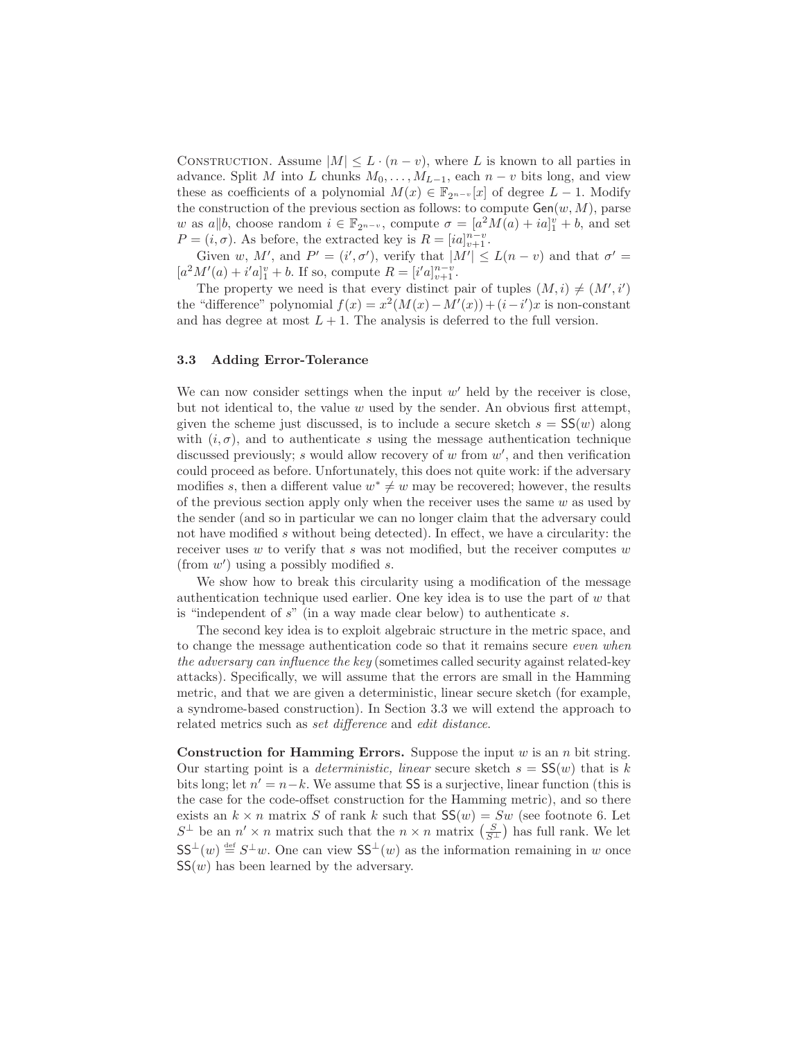Construction. Assume $|M| \le L \cdot (n-v)$, where $L$ is known to all parties in advance. Split $M$ into $L$ chunks $M_0, \ldots, M_{L-1}$, each $n-v$ bits long, and view these as coefficients of a polynomial $M(x) \in \mathbb{F}_{2^{n-v}}[x]$ of degree $L-1$. Modify the construction of the previous section as follows: to compute $\mathsf{Gen}(w, M)$, parse $w$ as $a\|b$, choose random $i \in \mathbb{F}_{2^{n-v}}$, compute $\sigma = [a^2 M(a) + ia]_1^v + b$, and set $P = (i, \sigma)$. As before, the extracted key is $R = [ia]_{v+1}^{n-v}$.

Given $w$, $M'$, and $P' = (i', \sigma')$, verify that $|M'| \le L(n-v)$ and that $\sigma' = [a^2 M'(a) + i'a]_1^v + b$. If so, compute $R = [i'a]_{v+1}^{n-v}$.

The property we need is that every distinct pair of tuples $(M, i) \ne (M', i')$ the "difference" polynomial $f(x) = x^2(M(x) - M'(x)) + (i - i')x$ is non-constant and has degree at most $L+1$. The analysis is deferred to the full version.

### 3.3 Adding Error-Tolerance

We can now consider settings when the input $w'$ held by the receiver is close, but not identical to, the value $w$ used by the sender. An obvious first attempt, given the scheme just discussed, is to include a secure sketch $s = \mathsf{SS}(w)$ along with $(i, \sigma)$, and to authenticate $s$ using the message authentication technique discussed previously; $s$ would allow recovery of $w$ from $w'$, and then verification could proceed as before. Unfortunately, this does not quite work: if the adversary modifies $s$, then a different value $w^* \ne w$ may be recovered; however, the results of the previous section apply only when the receiver uses the same $w$ as used by the sender (and so in particular we can no longer claim that the adversary could not have modified $s$ without being detected). In effect, we have a circularity: the receiver uses $w$ to verify that $s$ was not modified, but the receiver computes $w$ (from $w'$) using a possibly modified $s$.

We show how to break this circularity using a modification of the message authentication technique used earlier. One key idea is to use the part of $w$ that is "independent of $s$" (in a way made clear below) to authenticate $s$.

The second key idea is to exploit algebraic structure in the metric space, and to change the message authentication code so that it remains secure *even when the adversary can influence the key* (sometimes called security against related-key attacks). Specifically, we will assume that the errors are small in the Hamming metric, and that we are given a deterministic, linear secure sketch (for example, a syndrome-based construction). In Section 3.3 we will extend the approach to related metrics such as *set difference* and *edit distance*.

**Construction for Hamming Errors.** Suppose the input $w$ is an $n$ bit string. Our starting point is a *deterministic, linear* secure sketch $s = \mathsf{SS}(w)$ that is $k$ bits long; let $n' = n-k$. We assume that $\mathsf{SS}$ is a surjective, linear function (this is the case for the code-offset construction for the Hamming metric), and so there exists an $k \times n$ matrix $S$ of rank $k$ such that $\mathsf{SS}(w) = Sw$ (see footnote 6. Let $S^\perp$ be an $n' \times n$ matrix such that the $n \times n$ matrix $\left(\frac{S}{S^\perp}\right)$ has full rank. We let $\mathsf{SS}^\perp(w) \stackrel{\text{def}}{=} S^\perp w$. One can view $\mathsf{SS}^\perp(w)$ as the information remaining in $w$ once $\mathsf{SS}(w)$ has been learned by the adversary.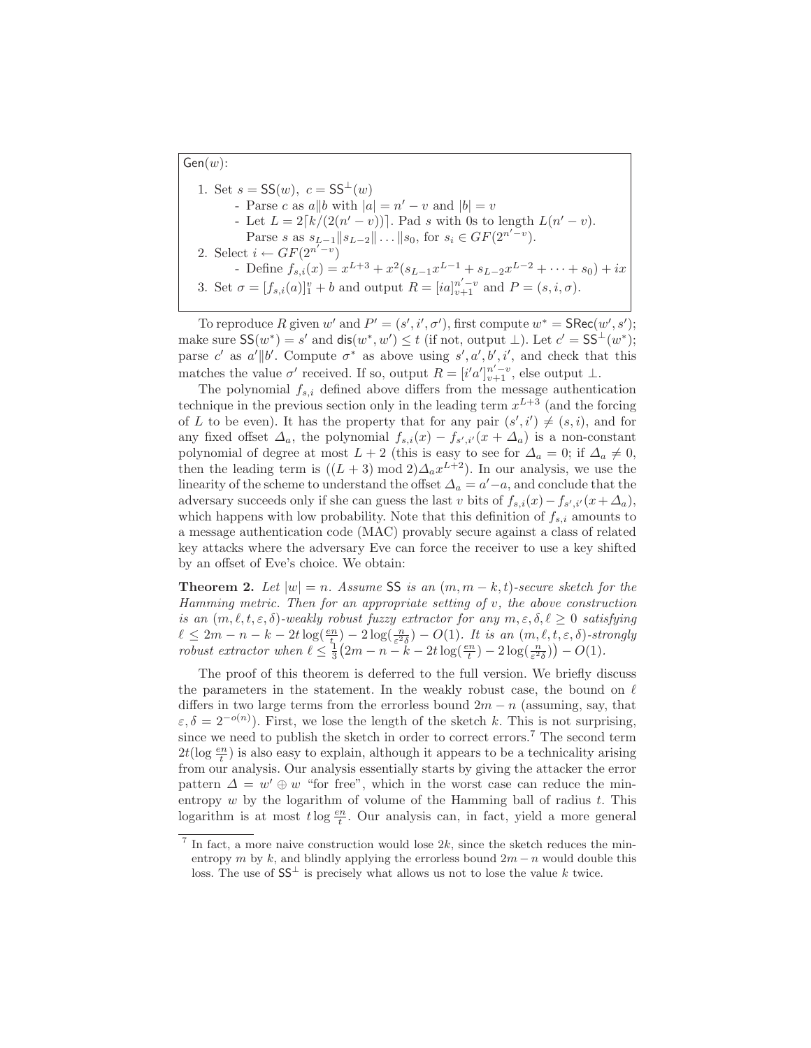Gen($w$):

1. Set $s = \mathsf{SS}(w)$, $c = \mathsf{SS}^{\perp}(w)$
   - Parse $c$ as $a \| b$ with $|a| = n' - v$ and $|b| = v$
   - Let $L = 2\lceil k/(2(n'-v)) \rceil$. Pad $s$ with 0s to length $L(n'-v)$. Parse $s$ as $s_{L-1} \| s_{L-2} \| \dots \| s_0$, for $s_i \in GF(2^{n'-v})$.
2. Select $i \leftarrow GF(2^{n'-v})$
   - Define $f_{s,i}(x) = x^{L+3} + x^2(s_{L-1}x^{L-1} + s_{L-2}x^{L-2} + \cdots + s_0) + ix$
3. Set $\sigma = [f_{s,i}(a)]_1^v + b$ and output $R = [ia]_{v+1}^{n'-v}$ and $P = (s, i, \sigma)$.

To reproduce $R$ given $w'$ and $P' = (s', i', \sigma')$, first compute $w^* = \mathsf{SRec}(w', s')$; make sure $\mathsf{SS}(w^*) = s'$ and $\mathsf{dis}(w^*, w') \le t$ (if not, output $\perp$). Let $c' = \mathsf{SS}^{\perp}(w^*)$; parse $c'$ as $a' \| b'$. Compute $\sigma^*$ as above using $s', a', b', i'$, and check that this matches the value $\sigma'$ received. If so, output $R = [i'a']_{v+1}^{n'-v}$, else output $\perp$.

The polynomial $f_{s,i}$ defined above differs from the message authentication technique in the previous section only in the leading term $x^{L+3}$ (and the forcing of $L$ to be even). It has the property that for any pair $(s', i') \ne (s, i)$, and for any fixed offset $\Delta_a$, the polynomial $f_{s,i}(x) - f_{s',i'}(x + \Delta_a)$ is a non-constant polynomial of degree at most $L + 2$ (this is easy to see for $\Delta_a = 0$; if $\Delta_a \ne 0$, then the leading term is $((L + 3) \bmod 2)\Delta_a x^{L+2}$). In our analysis, we use the linearity of the scheme to understand the offset $\Delta_a = a' - a$, and conclude that the adversary succeeds only if she can guess the last $v$ bits of $f_{s,i}(x) - f_{s',i'}(x + \Delta_a)$, which happens with low probability. Note that this definition of $f_{s,i}$ amounts to a message authentication code (MAC) provably secure against a class of related key attacks where the adversary Eve can force the receiver to use a key shifted by an offset of Eve's choice. We obtain:

**Theorem 2.** *Let $|w| = n$. Assume* SS *is an $(m, m-k, t)$-secure sketch for the Hamming metric. Then for an appropriate setting of $v$, the above construction is an $(m, \ell, t, \varepsilon, \delta)$-weakly robust fuzzy extractor for any $m, \varepsilon, \delta, \ell \ge 0$ satisfying $\ell \le 2m - n - k - 2t\log(\frac{en}{t}) - 2\log(\frac{n}{\varepsilon^2\delta}) - O(1)$. It is an $(m, \ell, t, \varepsilon, \delta)$-strongly robust extractor when $\ell \le \frac{1}{3}\big(2m - n - k - 2t\log(\frac{en}{t}) - 2\log(\frac{n}{\varepsilon^2\delta})\big) - O(1)$.*

The proof of this theorem is deferred to the full version. We briefly discuss the parameters in the statement. In the weakly robust case, the bound on $\ell$ differs in two large terms from the errorless bound $2m - n$ (assuming, say, that $\varepsilon, \delta = 2^{-o(n)}$). First, we lose the length of the sketch $k$. This is not surprising, since we need to publish the sketch in order to correct errors.[7] The second term $2t(\log \frac{en}{t})$ is also easy to explain, although it appears to be a technicality arising from our analysis. Our analysis essentially starts by giving the attacker the error pattern $\Delta = w' \oplus w$ "for free", which in the worst case can reduce the min-entropy $w$ by the logarithm of volume of the Hamming ball of radius $t$. This logarithm is at most $t \log \frac{en}{t}$. Our analysis can, in fact, yield a more general

[7] In fact, a more naive construction would lose $2k$, since the sketch reduces the min-entropy $m$ by $k$, and blindly applying the errorless bound $2m - n$ would double this loss. The use of $\mathsf{SS}^{\perp}$ is precisely what allows us not to lose the value $k$ twice.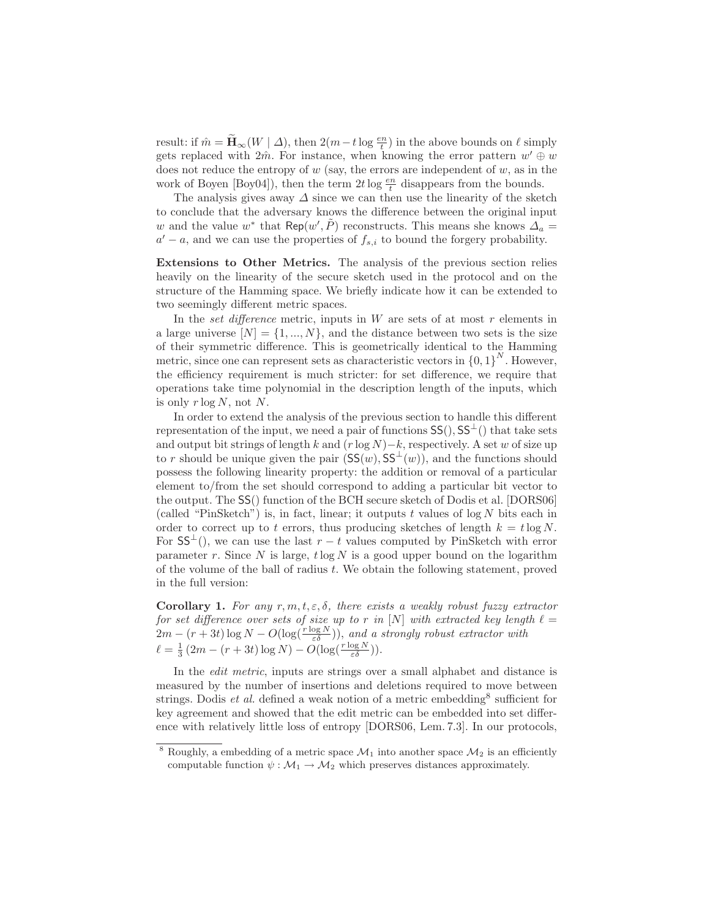result: if $\hat{m} = \widetilde{\mathbf{H}}_\infty(W \mid \Delta)$, then $2(m - t\log\frac{en}{t})$ in the above bounds on $\ell$ simply gets replaced with $2\hat{m}$. For instance, when knowing the error pattern $w' \oplus w$ does not reduce the entropy of $w$ (say, the errors are independent of $w$, as in the work of Boyen [Boy04]), then the term $2t\log\frac{en}{t}$ disappears from the bounds.

The analysis gives away $\Delta$ since we can then use the linearity of the sketch to conclude that the adversary knows the difference between the original input $w$ and the value $w^*$ that $\mathsf{Rep}(w', \tilde{P})$ reconstructs. This means she knows $\Delta_a = a' - a$, and we can use the properties of $f_{s,i}$ to bound the forgery probability.

**Extensions to Other Metrics.** The analysis of the previous section relies heavily on the linearity of the secure sketch used in the protocol and on the structure of the Hamming space. We briefly indicate how it can be extended to two seemingly different metric spaces.

In the *set difference* metric, inputs in $W$ are sets of at most $r$ elements in a large universe $[N] = \{1, ..., N\}$, and the distance between two sets is the size of their symmetric difference. This is geometrically identical to the Hamming metric, since one can represent sets as characteristic vectors in $\{0,1\}^N$. However, the efficiency requirement is much stricter: for set difference, we require that operations take time polynomial in the description length of the inputs, which is only $r\log N$, not $N$.

In order to extend the analysis of the previous section to handle this different representation of the input, we need a pair of functions $\mathsf{SS}(), \mathsf{SS}^\perp()$ that take sets and output bit strings of length $k$ and $(r\log N) - k$, respectively. A set $w$ of size up to $r$ should be unique given the pair $(\mathsf{SS}(w), \mathsf{SS}^\perp(w))$, and the functions should possess the following linearity property: the addition or removal of a particular element to/from the set should correspond to adding a particular bit vector to the output. The $\mathsf{SS}()$ function of the BCH secure sketch of Dodis et al. [DORS06] (called "PinSketch") is, in fact, linear; it outputs $t$ values of $\log N$ bits each in order to correct up to $t$ errors, thus producing sketches of length $k = t\log N$. For $\mathsf{SS}^\perp()$, we can use the last $r - t$ values computed by PinSketch with error parameter $r$. Since $N$ is large, $t\log N$ is a good upper bound on the logarithm of the volume of the ball of radius $t$. We obtain the following statement, proved in the full version:

**Corollary 1.** *For any $r, m, t, \varepsilon, \delta$, there exists a weakly robust fuzzy extractor for set difference over sets of size up to $r$ in $[N]$ with extracted key length $\ell = 2m - (r + 3t)\log N - O(\log(\frac{r\log N}{\varepsilon\delta}))$, and a strongly robust extractor with $\ell = \frac{1}{3}(2m - (r + 3t)\log N) - O(\log(\frac{r\log N}{\varepsilon\delta}))$.*

In the *edit metric*, inputs are strings over a small alphabet and distance is measured by the number of insertions and deletions required to move between strings. Dodis *et al.* defined a weak notion of a metric embedding[8] sufficient for key agreement and showed that the edit metric can be embedded into set difference with relatively little loss of entropy [DORS06, Lem. 7.3]. In our protocols,

[8] Roughly, a embedding of a metric space $\mathcal{M}_1$ into another space $\mathcal{M}_2$ is an efficiently computable function $\psi : \mathcal{M}_1 \to \mathcal{M}_2$ which preserves distances approximately.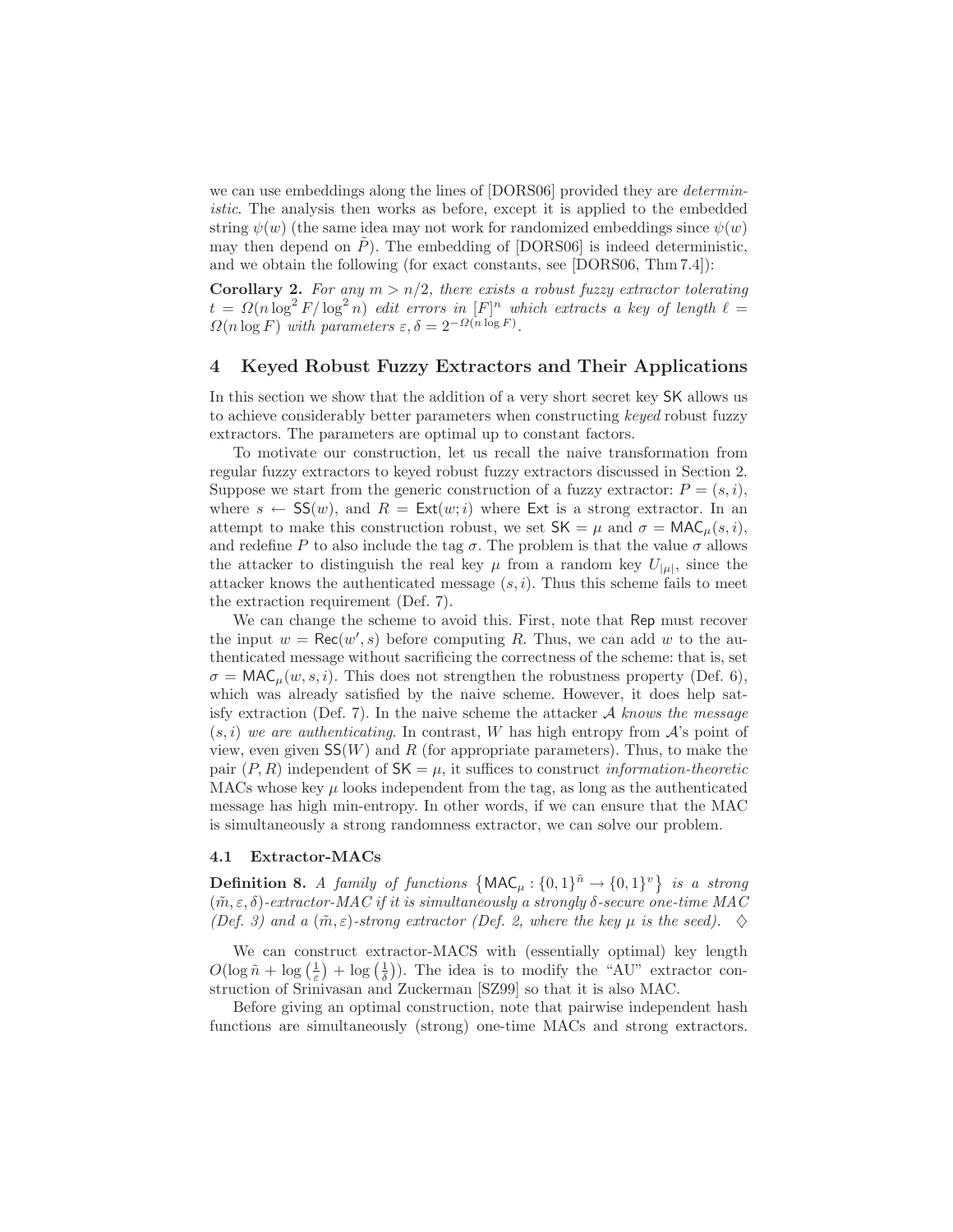we can use embeddings along the lines of [DORS06] provided they are *deterministic*. The analysis then works as before, except it is applied to the embedded string $\psi(w)$ (the same idea may not work for randomized embeddings since $\psi(w)$ may then depend on $\tilde{P}$). The embedding of [DORS06] is indeed deterministic, and we obtain the following (for exact constants, see [DORS06, Thm 7.4]):

**Corollary 2.** *For any $m > n/2$, there exists a robust fuzzy extractor tolerating $t = \Omega(n \log^2 F / \log^2 n)$ edit errors in $[F]^n$ which extracts a key of length $\ell = \Omega(n \log F)$ with parameters $\varepsilon, \delta = 2^{-\Omega(n \log F)}$.*

## 4 Keyed Robust Fuzzy Extractors and Their Applications

In this section we show that the addition of a very short secret key $\mathsf{SK}$ allows us to achieve considerably better parameters when constructing *keyed* robust fuzzy extractors. The parameters are optimal up to constant factors.

To motivate our construction, let us recall the naive transformation from regular fuzzy extractors to keyed robust fuzzy extractors discussed in Section 2. Suppose we start from the generic construction of a fuzzy extractor: $P = (s, i)$, where $s \leftarrow \mathsf{SS}(w)$, and $R = \mathsf{Ext}(w; i)$ where $\mathsf{Ext}$ is a strong extractor. In an attempt to make this construction robust, we set $\mathsf{SK} = \mu$ and $\sigma = \mathsf{MAC}_\mu(s, i)$, and redefine $P$ to also include the tag $\sigma$. The problem is that the value $\sigma$ allows the attacker to distinguish the real key $\mu$ from a random key $U_{|\mu|}$, since the attacker knows the authenticated message $(s, i)$. Thus this scheme fails to meet the extraction requirement (Def. 7).

We can change the scheme to avoid this. First, note that $\mathsf{Rep}$ must recover the input $w = \mathsf{Rec}(w', s)$ before computing $R$. Thus, we can add $w$ to the authenticated message without sacrificing the correctness of the scheme: that is, set $\sigma = \mathsf{MAC}_\mu(w, s, i)$. This does not strengthen the robustness property (Def. 6), which was already satisfied by the naive scheme. However, it does help satisfy extraction (Def. 7). In the naive scheme the attacker $\mathcal{A}$ *knows the message $(s, i)$ we are authenticating*. In contrast, $W$ has high entropy from $\mathcal{A}$'s point of view, even given $\mathsf{SS}(W)$ and $R$ (for appropriate parameters). Thus, to make the pair $(P, R)$ independent of $\mathsf{SK} = \mu$, it suffices to construct *information-theoretic* MACs whose key $\mu$ looks independent from the tag, as long as the authenticated message has high min-entropy. In other words, if we can ensure that the MAC is simultaneously a strong randomness extractor, we can solve our problem.

### 4.1 Extractor-MACs

**Definition 8.** *A family of functions $\left\{\mathsf{MAC}_\mu : \{0,1\}^{\tilde{n}} \to \{0,1\}^v\right\}$ is a strong $(\tilde{m}, \varepsilon, \delta)$-extractor-MAC if it is simultaneously a strongly $\delta$-secure one-time MAC (Def. 3) and a $(\tilde{m}, \varepsilon)$-strong extractor (Def. 2, where the key $\mu$ is the seed).* $\diamondsuit$

We can construct extractor-MACS with (essentially optimal) key length $O(\log \tilde{n} + \log\left(\frac{1}{\varepsilon}\right) + \log\left(\frac{1}{\delta}\right))$. The idea is to modify the "AU" extractor construction of Srinivasan and Zuckerman [SZ99] so that it is also MAC.

Before giving an optimal construction, note that pairwise independent hash functions are simultaneously (strong) one-time MACs and strong extractors.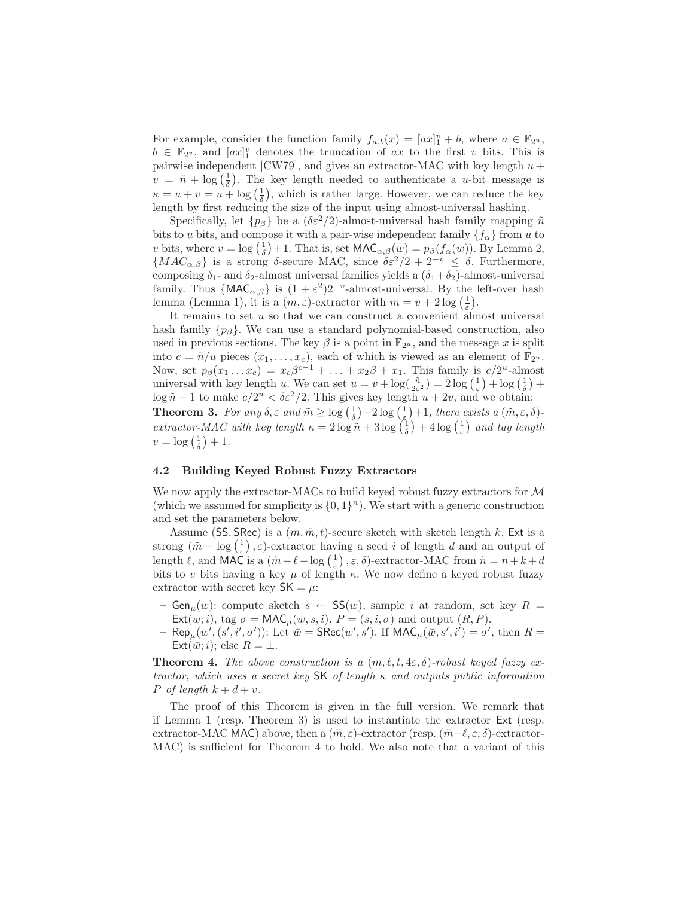For example, consider the function family $f_{a,b}(x) = [ax]_1^v + b$, where $a \in \mathbb{F}_{2^u}$, $b \in \mathbb{F}_{2^v}$, and $[ax]_1^v$ denotes the truncation of $ax$ to the first $v$ bits. This is pairwise independent [CW79], and gives an extractor-MAC with key length $u + v = \tilde{n} + \log\left(\frac{1}{\delta}\right)$. The key length needed to authenticate a $u$-bit message is $\kappa = u + v = u + \log\left(\frac{1}{\delta}\right)$, which is rather large. However, we can reduce the key length by first reducing the size of the input using almost-universal hashing.

Specifically, let $\{p_\beta\}$ be a $(\delta\varepsilon^2/2)$-almost-universal hash family mapping $\tilde{n}$ bits to $u$ bits, and compose it with a pair-wise independent family $\{f_\alpha\}$ from $u$ to $v$ bits, where $v = \log\left(\frac{1}{\delta}\right) + 1$. That is, set $\mathsf{MAC}_{\alpha,\beta}(w) = p_\beta(f_\alpha(w))$. By Lemma 2, $\{MAC_{\alpha,\beta}\}$ is a strong $\delta$-secure MAC, since $\delta\varepsilon^2/2 + 2^{-v} \leq \delta$. Furthermore, composing $\delta_1$- and $\delta_2$-almost universal families yields a $(\delta_1 + \delta_2)$-almost-universal family. Thus $\{\mathsf{MAC}_{\alpha,\beta}\}$ is $(1 + \varepsilon^2)2^{-v}$-almost-universal. By the left-over hash lemma (Lemma 1), it is a $(m, \varepsilon)$-extractor with $m = v + 2\log\left(\frac{1}{\varepsilon}\right)$.

It remains to set $u$ so that we can construct a convenient almost universal hash family $\{p_\beta\}$. We can use a standard polynomial-based construction, also used in previous sections. The key $\beta$ is a point in $\mathbb{F}_{2^u}$, and the message $x$ is split into $c = \tilde{n}/u$ pieces $(x_1, \ldots, x_c)$, each of which is viewed as an element of $\mathbb{F}_{2^u}$. Now, set $p_\beta(x_1 \ldots x_c) = x_c\beta^{c-1} + \ldots + x_2\beta + x_1$. This family is $c/2^u$-almost universal with key length $u$. We can set $u = v + \log(\frac{\tilde{n}}{2\varepsilon^2}) = 2\log\left(\frac{1}{\varepsilon}\right) + \log\left(\frac{1}{\delta}\right) + \log\tilde{n} - 1$ to make $c/2^u < \delta\varepsilon^2/2$. This gives key length $u + 2v$, and we obtain:

**Theorem 3.** *For any $\delta, \varepsilon$ and $\tilde{m} \geq \log\left(\frac{1}{\delta}\right) + 2\log\left(\frac{1}{\varepsilon}\right) + 1$, there exists a $(\tilde{m}, \varepsilon, \delta)$-extractor-MAC with key length $\kappa = 2\log\tilde{n} + 3\log\left(\frac{1}{\delta}\right) + 4\log\left(\frac{1}{\varepsilon}\right)$ and tag length $v = \log\left(\frac{1}{\delta}\right) + 1$.*

### 4.2 Building Keyed Robust Fuzzy Extractors

We now apply the extractor-MACs to build keyed robust fuzzy extractors for $\mathcal{M}$ (which we assumed for simplicity is $\{0,1\}^n$). We start with a generic construction and set the parameters below.

Assume $(\mathsf{SS}, \mathsf{SRec})$ is a $(m, \tilde{m}, t)$-secure sketch with sketch length $k$, $\mathsf{Ext}$ is a strong $\left(\tilde{m} - \log\left(\frac{1}{\varepsilon}\right), \varepsilon\right)$-extractor having a seed $i$ of length $d$ and an output of length $\ell$, and $\mathsf{MAC}$ is a $\left(\tilde{m} - \ell - \log\left(\frac{1}{\varepsilon}\right), \varepsilon, \delta\right)$-extractor-MAC from $\tilde{n} = n + k + d$ bits to $v$ bits having a key $\mu$ of length $\kappa$. We now define a keyed robust fuzzy extractor with secret key $\mathsf{SK} = \mu$:

- $\mathsf{Gen}_\mu(w)$: compute sketch $s \leftarrow \mathsf{SS}(w)$, sample $i$ at random, set key $R = \mathsf{Ext}(w; i)$, tag $\sigma = \mathsf{MAC}_\mu(w, s, i)$, $P = (s, i, \sigma)$ and output $(R, P)$.
- $\mathsf{Rep}_\mu(w', (s', i', \sigma'))$: Let $\bar{w} = \mathsf{SRec}(w', s')$. If $\mathsf{MAC}_\mu(\bar{w}, s', i') = \sigma'$, then $R = \mathsf{Ext}(\bar{w}; i)$; else $R = \perp$.

**Theorem 4.** *The above construction is a $(m, \ell, t, 4\varepsilon, \delta)$-robust keyed fuzzy extractor, which uses a secret key $\mathsf{SK}$ of length $\kappa$ and outputs public information $P$ of length $k + d + v$.*

The proof of this Theorem is given in the full version. We remark that if Lemma 1 (resp. Theorem 3) is used to instantiate the extractor $\mathsf{Ext}$ (resp. extractor-MAC $\mathsf{MAC}$) above, then a $(\tilde{m}, \varepsilon)$-extractor (resp. $(\tilde{m} - \ell, \varepsilon, \delta)$-extractor-MAC) is sufficient for Theorem 4 to hold. We also note that a variant of this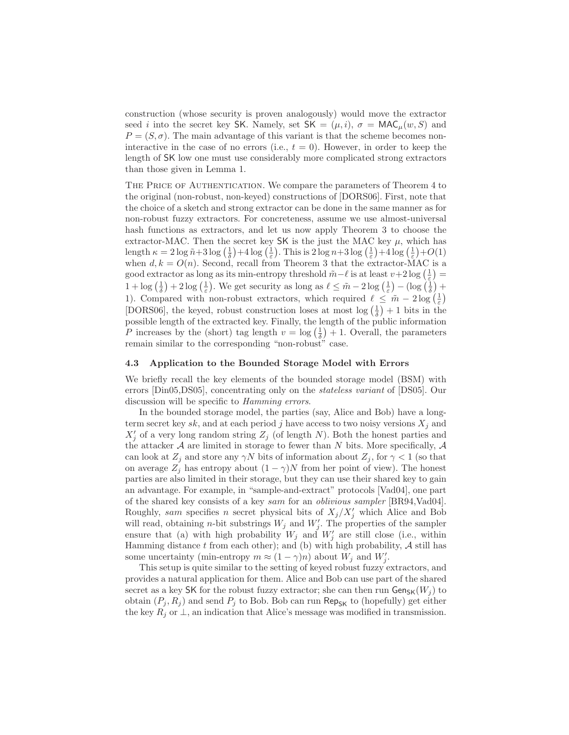construction (whose security is proven analogously) would move the extractor seed $i$ into the secret key $\mathsf{SK}$. Namely, set $\mathsf{SK} = (\mu, i)$, $\sigma = \mathsf{MAC}_\mu(w, S)$ and $P = (S, \sigma)$. The main advantage of this variant is that the scheme becomes non-interactive in the case of no errors (i.e., $t = 0$). However, in order to keep the length of $\mathsf{SK}$ low one must use considerably more complicated strong extractors than those given in Lemma 1.

THE PRICE OF AUTHENTICATION. We compare the parameters of Theorem 4 to the original (non-robust, non-keyed) constructions of [DORS06]. First, note that the choice of a sketch and strong extractor can be done in the same manner as for non-robust fuzzy extractors. For concreteness, assume we use almost-universal hash functions as extractors, and let us now apply Theorem 3 to choose the extractor-MAC. Then the secret key $\mathsf{SK}$ is the just the MAC key $\mu$, which has length $\kappa = 2\log \tilde{n} + 3\log\left(\frac{1}{\delta}\right) + 4\log\left(\frac{1}{\varepsilon}\right)$. This is $2\log n + 3\log\left(\frac{1}{\varepsilon}\right) + 4\log\left(\frac{1}{\varepsilon}\right) + O(1)$ when $d, k = O(n)$. Second, recall from Theorem 3 that the extractor-MAC is a good extractor as long as its min-entropy threshold $\tilde{m} - \ell$ is at least $v + 2\log\left(\frac{1}{\varepsilon}\right) = 1 + \log\left(\frac{1}{\delta}\right) + 2\log\left(\frac{1}{\varepsilon}\right)$. We get security as long as $\ell \le \tilde{m} - 2\log\left(\frac{1}{\varepsilon}\right) - (\log\left(\frac{1}{\delta}\right) + 1)$. Compared with non-robust extractors, which required $\ell \le \tilde{m} - 2\log\left(\frac{1}{\varepsilon}\right)$ [DORS06], the keyed, robust construction loses at most $\log\left(\frac{1}{\delta}\right) + 1$ bits in the possible length of the extracted key. Finally, the length of the public information $P$ increases by the (short) tag length $v = \log\left(\frac{1}{\delta}\right) + 1$. Overall, the parameters remain similar to the corresponding "non-robust" case.

### 4.3 Application to the Bounded Storage Model with Errors

We briefly recall the key elements of the bounded storage model (BSM) with errors [Din05,DS05], concentrating only on the *stateless variant* of [DS05]. Our discussion will be specific to *Hamming errors*.

In the bounded storage model, the parties (say, Alice and Bob) have a long-term secret key $sk$, and at each period $j$ have access to two noisy versions $X_j$ and $X'_j$ of a very long random string $Z_j$ (of length $N$). Both the honest parties and the attacker $\mathcal{A}$ are limited in storage to fewer than $N$ bits. More specifically, $\mathcal{A}$ can look at $Z_j$ and store any $\gamma N$ bits of information about $Z_j$, for $\gamma < 1$ (so that on average $Z_j$ has entropy about $(1-\gamma)N$ from her point of view). The honest parties are also limited in their storage, but they can use their shared key to gain an advantage. For example, in "sample-and-extract" protocols [Vad04], one part of the shared key consists of a key *sam* for an *oblivious sampler* [BR94,Vad04]. Roughly, *sam* specifies $n$ secret physical bits of $X_j/X'_j$ which Alice and Bob will read, obtaining $n$-bit substrings $W_j$ and $W'_j$. The properties of the sampler ensure that (a) with high probability $W_j$ and $W'_j$ are still close (i.e., within Hamming distance $t$ from each other); and (b) with high probability, $\mathcal{A}$ still has some uncertainty (min-entropy $m \approx (1-\gamma)n$) about $W_j$ and $W'_j$.

This setup is quite similar to the setting of keyed robust fuzzy extractors, and provides a natural application for them. Alice and Bob can use part of the shared secret as a key $\mathsf{SK}$ for the robust fuzzy extractor; she can then run $\mathsf{Gen}_{\mathsf{SK}}(W_j)$ to obtain $(P_j, R_j)$ and send $P_j$ to Bob. Bob can run $\mathsf{Rep}_{\mathsf{SK}}$ to (hopefully) get either the key $R_j$ or $\perp$, an indication that Alice's message was modified in transmission.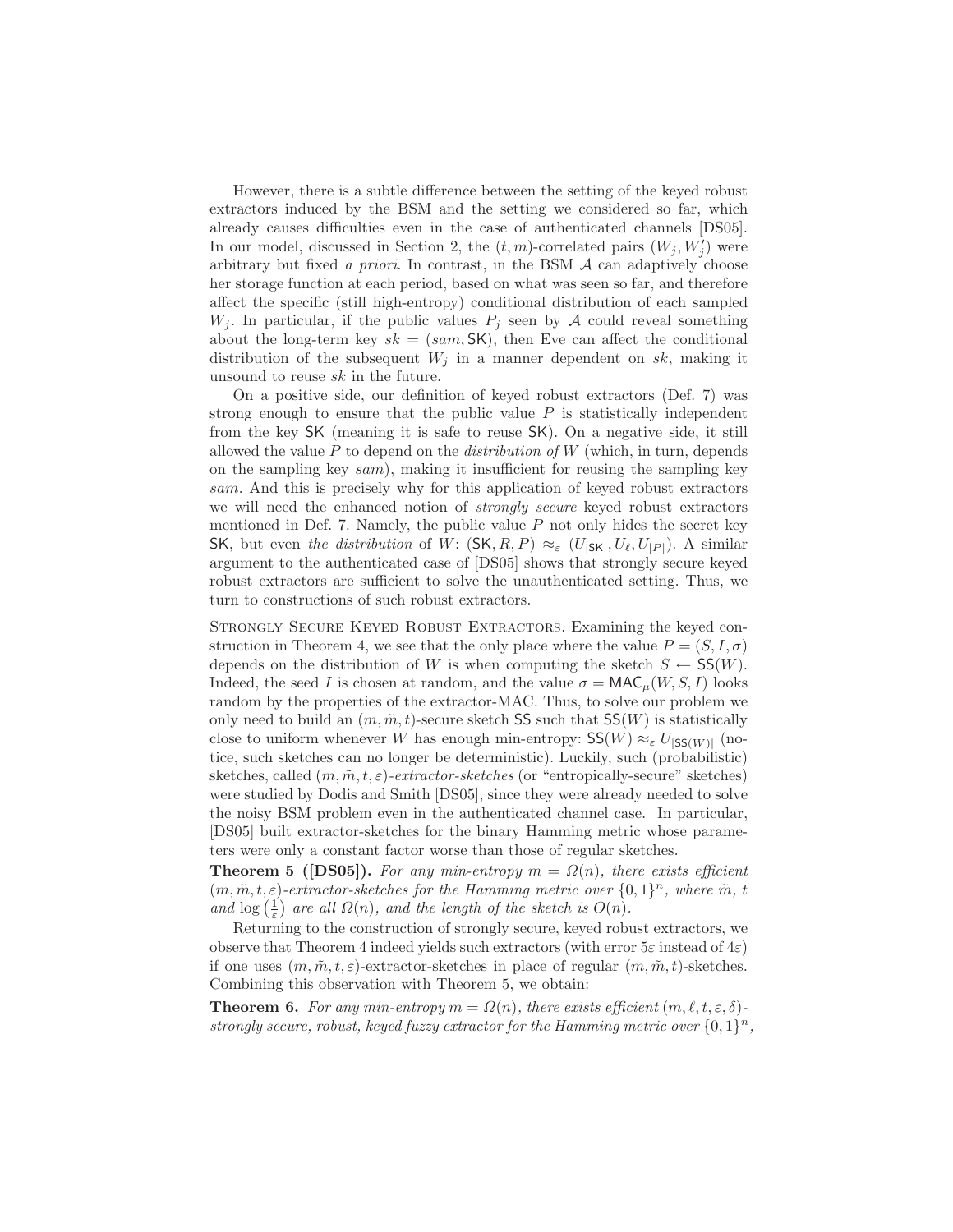However, there is a subtle difference between the setting of the keyed robust extractors induced by the BSM and the setting we considered so far, which already causes difficulties even in the case of authenticated channels [DS05]. In our model, discussed in Section 2, the $(t, m)$-correlated pairs $(W_j, W'_j)$ were arbitrary but fixed *a priori*. In contrast, in the BSM $\mathcal{A}$ can adaptively choose her storage function at each period, based on what was seen so far, and therefore affect the specific (still high-entropy) conditional distribution of each sampled $W_j$. In particular, if the public values $P_j$ seen by $\mathcal{A}$ could reveal something about the long-term key $sk = (sam, \mathsf{SK})$, then Eve can affect the conditional distribution of the subsequent $W_j$ in a manner dependent on $sk$, making it unsound to reuse $sk$ in the future.

On a positive side, our definition of keyed robust extractors (Def. 7) was strong enough to ensure that the public value $P$ is statistically independent from the key $\mathsf{SK}$ (meaning it is safe to reuse $\mathsf{SK}$). On a negative side, it still allowed the value $P$ to depend on the *distribution of* $W$ (which, in turn, depends on the sampling key $sam$), making it insufficient for reusing the sampling key $sam$. And this is precisely why for this application of keyed robust extractors we will need the enhanced notion of *strongly secure* keyed robust extractors mentioned in Def. 7. Namely, the public value $P$ not only hides the secret key $\mathsf{SK}$, but even *the distribution* of $W$: $(\mathsf{SK}, R, P) \approx_\varepsilon (U_{|\mathsf{SK}|}, U_\ell, U_{|P|})$. A similar argument to the authenticated case of [DS05] shows that strongly secure keyed robust extractors are sufficient to solve the unauthenticated setting. Thus, we turn to constructions of such robust extractors.

Strongly Secure Keyed Robust Extractors. Examining the keyed construction in Theorem 4, we see that the only place where the value $P = (S, I, \sigma)$ depends on the distribution of $W$ is when computing the sketch $S \leftarrow \mathsf{SS}(W)$. Indeed, the seed $I$ is chosen at random, and the value $\sigma = \mathsf{MAC}_\mu(W, S, I)$ looks random by the properties of the extractor-MAC. Thus, to solve our problem we only need to build an $(m, \tilde{m}, t)$-secure sketch $\mathsf{SS}$ such that $\mathsf{SS}(W)$ is statistically close to uniform whenever $W$ has enough min-entropy: $\mathsf{SS}(W) \approx_\varepsilon U_{|\mathsf{SS}(W)|}$ (notice, such sketches can no longer be deterministic). Luckily, such (probabilistic) sketches, called $(m, \tilde{m}, t, \varepsilon)$-*extractor-sketches* (or "entropically-secure" sketches) were studied by Dodis and Smith [DS05], since they were already needed to solve the noisy BSM problem even in the authenticated channel case. In particular, [DS05] built extractor-sketches for the binary Hamming metric whose parameters were only a constant factor worse than those of regular sketches.

**Theorem 5 ([DS05]).** *For any min-entropy $m = \Omega(n)$, there exists efficient $(m, \tilde{m}, t, \varepsilon)$-extractor-sketches for the Hamming metric over $\{0,1\}^n$, where $\tilde{m}$, $t$ and $\log\left(\frac{1}{\varepsilon}\right)$ are all $\Omega(n)$, and the length of the sketch is $O(n)$.*

Returning to the construction of strongly secure, keyed robust extractors, we observe that Theorem 4 indeed yields such extractors (with error $5\varepsilon$ instead of $4\varepsilon$) if one uses $(m, \tilde{m}, t, \varepsilon)$-extractor-sketches in place of regular $(m, \tilde{m}, t)$-sketches. Combining this observation with Theorem 5, we obtain:

**Theorem 6.** *For any min-entropy $m = \Omega(n)$, there exists efficient $(m, \ell, t, \varepsilon, \delta)$-strongly secure, robust, keyed fuzzy extractor for the Hamming metric over $\{0,1\}^n$,*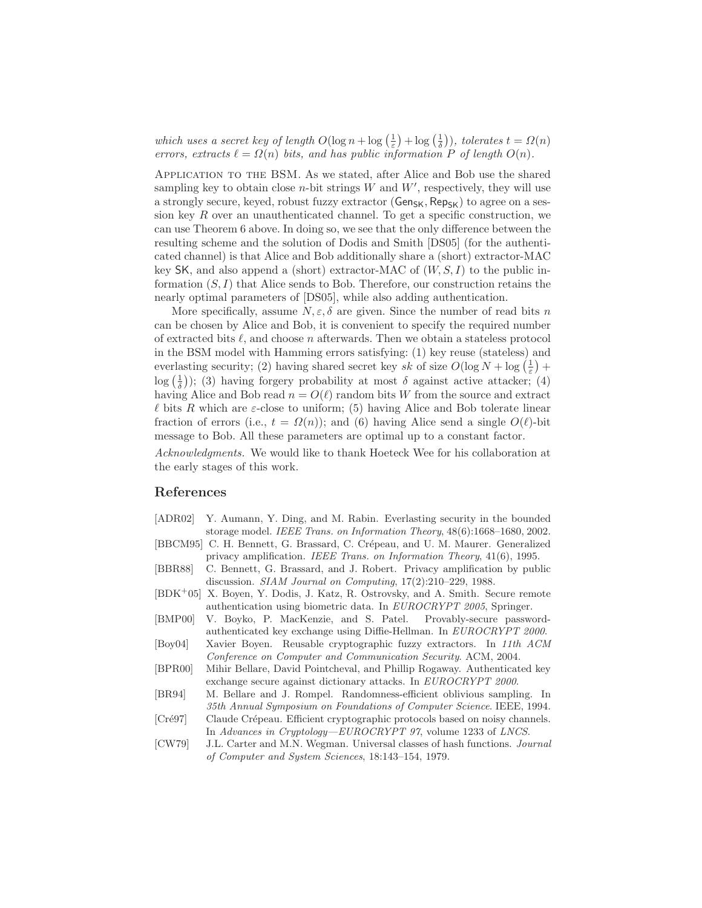*which uses a secret key of length $O(\log n + \log\left(\frac{1}{\varepsilon}\right) + \log\left(\frac{1}{\delta}\right))$, tolerates $t = \Omega(n)$ errors, extracts $\ell = \Omega(n)$ bits, and has public information $P$ of length $O(n)$.*

Application to the BSM. As we stated, after Alice and Bob use the shared sampling key to obtain close $n$-bit strings $W$ and $W'$, respectively, they will use a strongly secure, keyed, robust fuzzy extractor $(\mathsf{Gen}_{\mathsf{SK}}, \mathsf{Rep}_{\mathsf{SK}})$ to agree on a session key $R$ over an unauthenticated channel. To get a specific construction, we can use Theorem 6 above. In doing so, we see that the only difference between the resulting scheme and the solution of Dodis and Smith [DS05] (for the authenticated channel) is that Alice and Bob additionally share a (short) extractor-MAC key $\mathsf{SK}$, and also append a (short) extractor-MAC of $(W, S, I)$ to the public information $(S, I)$ that Alice sends to Bob. Therefore, our construction retains the nearly optimal parameters of [DS05], while also adding authentication.

More specifically, assume $N, \varepsilon, \delta$ are given. Since the number of read bits $n$ can be chosen by Alice and Bob, it is convenient to specify the required number of extracted bits $\ell$, and choose $n$ afterwards. Then we obtain a stateless protocol in the BSM model with Hamming errors satisfying: (1) key reuse (stateless) and everlasting security; (2) having shared secret key $sk$ of size $O(\log N + \log\left(\frac{1}{\varepsilon}\right) + \log\left(\frac{1}{\delta}\right))$; (3) having forgery probability at most $\delta$ against active attacker; (4) having Alice and Bob read $n = O(\ell)$ random bits $W$ from the source and extract $\ell$ bits $R$ which are $\varepsilon$-close to uniform; (5) having Alice and Bob tolerate linear fraction of errors (i.e., $t = \Omega(n)$); and (6) having Alice send a single $O(\ell)$-bit message to Bob. All these parameters are optimal up to a constant factor.

*Acknowledgments.* We would like to thank Hoeteck Wee for his collaboration at the early stages of this work.

## References

- [ADR02] Y. Aumann, Y. Ding, and M. Rabin. Everlasting security in the bounded storage model. *IEEE Trans. on Information Theory*, 48(6):1668–1680, 2002.
- [BBCM95] C. H. Bennett, G. Brassard, C. Crépeau, and U. M. Maurer. Generalized privacy amplification. *IEEE Trans. on Information Theory*, 41(6), 1995.
- [BBR88] C. Bennett, G. Brassard, and J. Robert. Privacy amplification by public discussion. *SIAM Journal on Computing*, 17(2):210–229, 1988.
- [BDK+05] X. Boyen, Y. Dodis, J. Katz, R. Ostrovsky, and A. Smith. Secure remote authentication using biometric data. In *EUROCRYPT 2005*, Springer.
- [BMP00] V. Boyko, P. MacKenzie, and S. Patel. Provably-secure password-authenticated key exchange using Diffie-Hellman. In *EUROCRYPT 2000*.
- [Boy04] Xavier Boyen. Reusable cryptographic fuzzy extractors. In *11th ACM Conference on Computer and Communication Security*. ACM, 2004.
- [BPR00] Mihir Bellare, David Pointcheval, and Phillip Rogaway. Authenticated key exchange secure against dictionary attacks. In *EUROCRYPT 2000*.
- [BR94] M. Bellare and J. Rompel. Randomness-efficient oblivious sampling. In *35th Annual Symposium on Foundations of Computer Science*. IEEE, 1994.
- [Cré97] Claude Crépeau. Efficient cryptographic protocols based on noisy channels. In *Advances in Cryptology—EUROCRYPT 97*, volume 1233 of *LNCS*.
- [CW79] J.L. Carter and M.N. Wegman. Universal classes of hash functions. *Journal of Computer and System Sciences*, 18:143–154, 1979.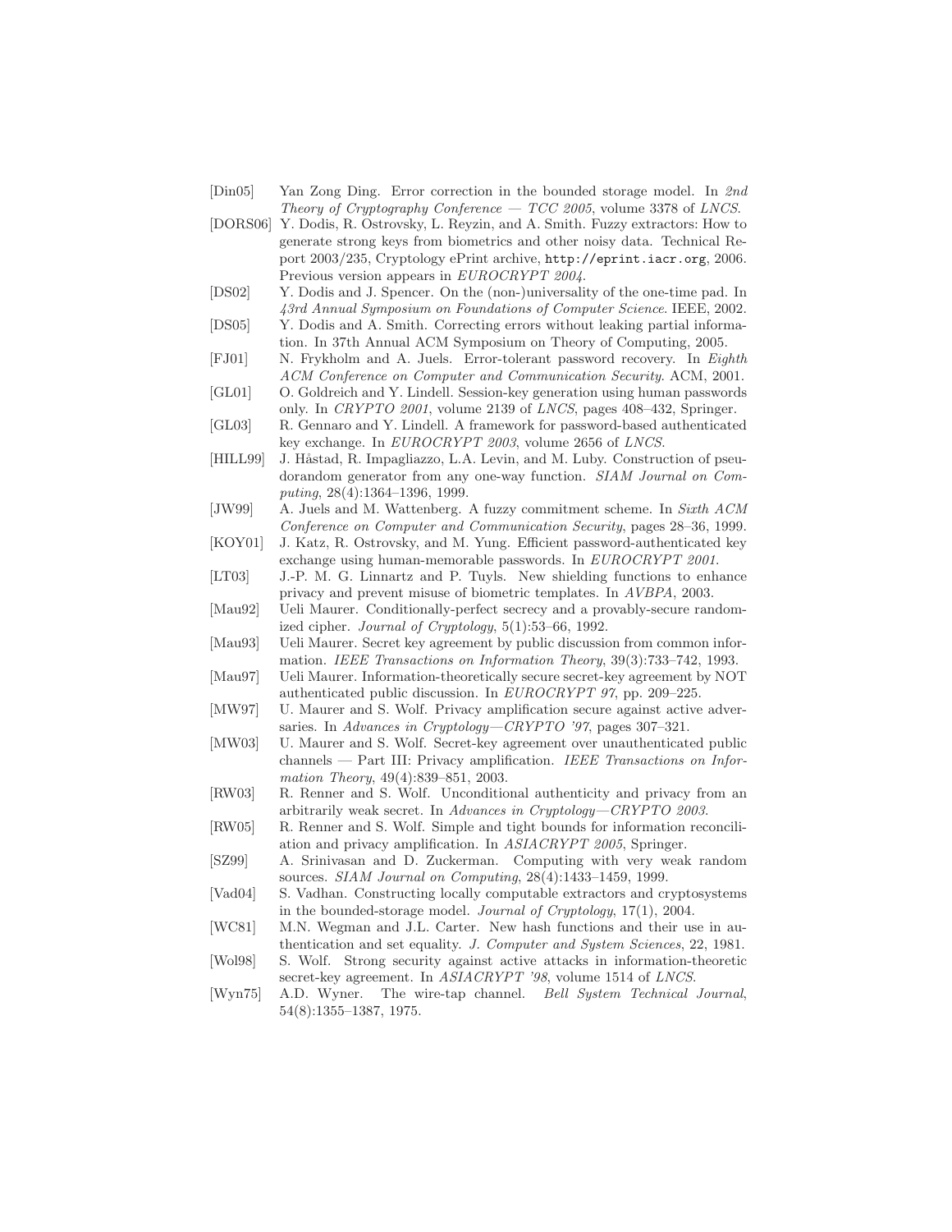[Din05] Yan Zong Ding. Error correction in the bounded storage model. In *2nd Theory of Cryptography Conference — TCC 2005*, volume 3378 of *LNCS*.

[DORS06] Y. Dodis, R. Ostrovsky, L. Reyzin, and A. Smith. Fuzzy extractors: How to generate strong keys from biometrics and other noisy data. Technical Report 2003/235, Cryptology ePrint archive, http://eprint.iacr.org, 2006. Previous version appears in *EUROCRYPT 2004*.

[DS02] Y. Dodis and J. Spencer. On the (non-)universality of the one-time pad. In *43rd Annual Symposium on Foundations of Computer Science*. IEEE, 2002.

[DS05] Y. Dodis and A. Smith. Correcting errors without leaking partial information. In 37th Annual ACM Symposium on Theory of Computing, 2005.

[FJ01] N. Frykholm and A. Juels. Error-tolerant password recovery. In *Eighth ACM Conference on Computer and Communication Security*. ACM, 2001.

[GL01] O. Goldreich and Y. Lindell. Session-key generation using human passwords only. In *CRYPTO 2001*, volume 2139 of *LNCS*, pages 408–432, Springer.

[GL03] R. Gennaro and Y. Lindell. A framework for password-based authenticated key exchange. In *EUROCRYPT 2003*, volume 2656 of *LNCS*.

[HILL99] J. Håstad, R. Impagliazzo, L.A. Levin, and M. Luby. Construction of pseudorandom generator from any one-way function. *SIAM Journal on Computing*, 28(4):1364–1396, 1999.

[JW99] A. Juels and M. Wattenberg. A fuzzy commitment scheme. In *Sixth ACM Conference on Computer and Communication Security*, pages 28–36, 1999.

[KOY01] J. Katz, R. Ostrovsky, and M. Yung. Efficient password-authenticated key exchange using human-memorable passwords. In *EUROCRYPT 2001*.

[LT03] J.-P. M. G. Linnartz and P. Tuyls. New shielding functions to enhance privacy and prevent misuse of biometric templates. In *AVBPA*, 2003.

[Mau92] Ueli Maurer. Conditionally-perfect secrecy and a provably-secure randomized cipher. *Journal of Cryptology*, 5(1):53–66, 1992.

[Mau93] Ueli Maurer. Secret key agreement by public discussion from common information. *IEEE Transactions on Information Theory*, 39(3):733–742, 1993.

[Mau97] Ueli Maurer. Information-theoretically secure secret-key agreement by NOT authenticated public discussion. In *EUROCRYPT 97*, pp. 209–225.

[MW97] U. Maurer and S. Wolf. Privacy amplification secure against active adversaries. In *Advances in Cryptology—CRYPTO '97*, pages 307–321.

[MW03] U. Maurer and S. Wolf. Secret-key agreement over unauthenticated public channels — Part III: Privacy amplification. *IEEE Transactions on Information Theory*, 49(4):839–851, 2003.

[RW03] R. Renner and S. Wolf. Unconditional authenticity and privacy from an arbitrarily weak secret. In *Advances in Cryptology—CRYPTO 2003*.

[RW05] R. Renner and S. Wolf. Simple and tight bounds for information reconciliation and privacy amplification. In *ASIACRYPT 2005*, Springer.

[SZ99] A. Srinivasan and D. Zuckerman. Computing with very weak random sources. *SIAM Journal on Computing*, 28(4):1433–1459, 1999.

[Vad04] S. Vadhan. Constructing locally computable extractors and cryptosystems in the bounded-storage model. *Journal of Cryptology*, 17(1), 2004.

[WC81] M.N. Wegman and J.L. Carter. New hash functions and their use in authentication and set equality. *J. Computer and System Sciences*, 22, 1981.

[Wol98] S. Wolf. Strong security against active attacks in information-theoretic secret-key agreement. In *ASIACRYPT '98*, volume 1514 of *LNCS*.

[Wyn75] A.D. Wyner. The wire-tap channel. *Bell System Technical Journal*, 54(8):1355–1387, 1975.